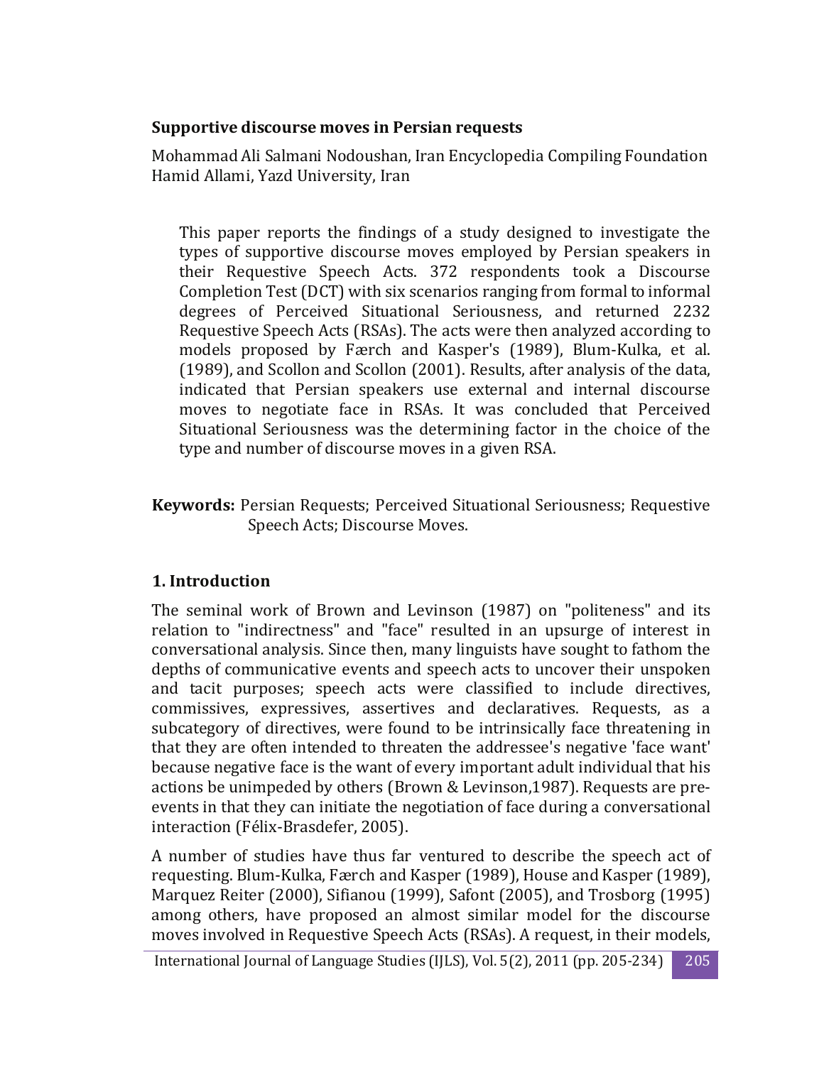## Supportive discourse moves in Persian requests

Mohammad Ali Salmani Nodoushan, Iran Encyclopedia Compiling Foundation
Hamid Allami, Yazd University, Iran

> This paper reports the findings of a study designed to investigate the types of supportive discourse moves employed by Persian speakers in their Requestive Speech Acts. 372 respondents took a Discourse Completion Test (DCT) with six scenarios ranging from formal to informal degrees of Perceived Situational Seriousness, and returned 2232 Requestive Speech Acts (RSAs). The acts were then analyzed according to models proposed by Færch and Kasper's (1989), Blum-Kulka, et al. (1989), and Scollon and Scollon (2001). Results, after analysis of the data, indicated that Persian speakers use external and internal discourse moves to negotiate face in RSAs. It was concluded that Perceived Situational Seriousness was the determining factor in the choice of the type and number of discourse moves in a given RSA.

**Keywords:** Persian Requests; Perceived Situational Seriousness; Requestive Speech Acts; Discourse Moves.

## 1. Introduction

The seminal work of Brown and Levinson (1987) on "politeness" and its relation to "indirectness" and "face" resulted in an upsurge of interest in conversational analysis. Since then, many linguists have sought to fathom the depths of communicative events and speech acts to uncover their unspoken and tacit purposes; speech acts were classified to include directives, commissives, expressives, assertives and declaratives. Requests, as a subcategory of directives, were found to be intrinsically face threatening in that they are often intended to threaten the addressee's negative 'face want' because negative face is the want of every important adult individual that his actions be unimpeded by others (Brown & Levinson,1987). Requests are pre-events in that they can initiate the negotiation of face during a conversational interaction (Félix-Brasdefer, 2005).

A number of studies have thus far ventured to describe the speech act of requesting. Blum-Kulka, Færch and Kasper (1989), House and Kasper (1989), Marquez Reiter (2000), Sifianou (1999), Safont (2005), and Trosborg (1995) among others, have proposed an almost similar model for the discourse moves involved in Requestive Speech Acts (RSAs). A request, in their models,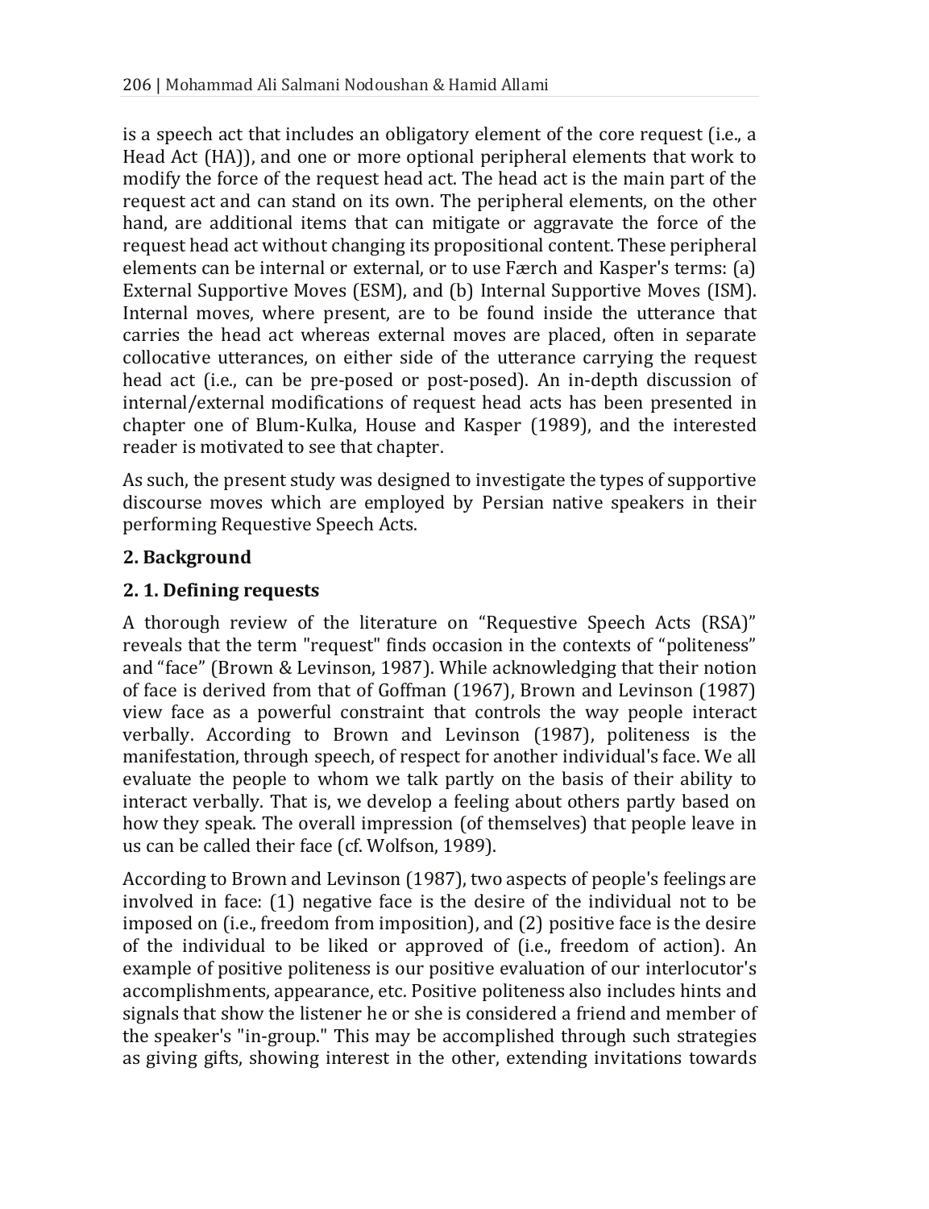is a speech act that includes an obligatory element of the core request (i.e., a Head Act (HA)), and one or more optional peripheral elements that work to modify the force of the request head act. The head act is the main part of the request act and can stand on its own. The peripheral elements, on the other hand, are additional items that can mitigate or aggravate the force of the request head act without changing its propositional content. These peripheral elements can be internal or external, or to use Færch and Kasper's terms: (a) External Supportive Moves (ESM), and (b) Internal Supportive Moves (ISM). Internal moves, where present, are to be found inside the utterance that carries the head act whereas external moves are placed, often in separate collocative utterances, on either side of the utterance carrying the request head act (i.e., can be pre-posed or post-posed). An in-depth discussion of internal/external modifications of request head acts has been presented in chapter one of Blum-Kulka, House and Kasper (1989), and the interested reader is motivated to see that chapter.

As such, the present study was designed to investigate the types of supportive discourse moves which are employed by Persian native speakers in their performing Requestive Speech Acts.

## 2. Background

### 2. 1. Defining requests

A thorough review of the literature on "Requestive Speech Acts (RSA)" reveals that the term "request" finds occasion in the contexts of "politeness" and "face" (Brown & Levinson, 1987). While acknowledging that their notion of face is derived from that of Goffman (1967), Brown and Levinson (1987) view face as a powerful constraint that controls the way people interact verbally. According to Brown and Levinson (1987), politeness is the manifestation, through speech, of respect for another individual's face. We all evaluate the people to whom we talk partly on the basis of their ability to interact verbally. That is, we develop a feeling about others partly based on how they speak. The overall impression (of themselves) that people leave in us can be called their face (cf. Wolfson, 1989).

According to Brown and Levinson (1987), two aspects of people's feelings are involved in face: (1) negative face is the desire of the individual not to be imposed on (i.e., freedom from imposition), and (2) positive face is the desire of the individual to be liked or approved of (i.e., freedom of action). An example of positive politeness is our positive evaluation of our interlocutor's accomplishments, appearance, etc. Positive politeness also includes hints and signals that show the listener he or she is considered a friend and member of the speaker's "in-group." This may be accomplished through such strategies as giving gifts, showing interest in the other, extending invitations towards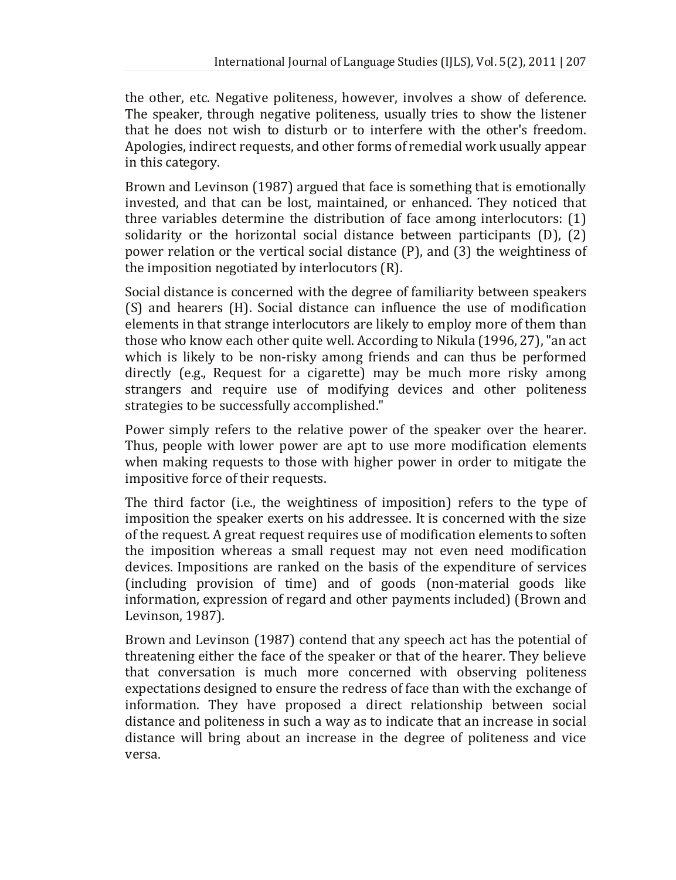the other, etc. Negative politeness, however, involves a show of deference. The speaker, through negative politeness, usually tries to show the listener that he does not wish to disturb or to interfere with the other's freedom. Apologies, indirect requests, and other forms of remedial work usually appear in this category.

Brown and Levinson (1987) argued that face is something that is emotionally invested, and that can be lost, maintained, or enhanced. They noticed that three variables determine the distribution of face among interlocutors: (1) solidarity or the horizontal social distance between participants (D), (2) power relation or the vertical social distance (P), and (3) the weightiness of the imposition negotiated by interlocutors (R).

Social distance is concerned with the degree of familiarity between speakers (S) and hearers (H). Social distance can influence the use of modification elements in that strange interlocutors are likely to employ more of them than those who know each other quite well. According to Nikula (1996, 27), "an act which is likely to be non-risky among friends and can thus be performed directly (e.g., Request for a cigarette) may be much more risky among strangers and require use of modifying devices and other politeness strategies to be successfully accomplished."

Power simply refers to the relative power of the speaker over the hearer. Thus, people with lower power are apt to use more modification elements when making requests to those with higher power in order to mitigate the impositive force of their requests.

The third factor (i.e., the weightiness of imposition) refers to the type of imposition the speaker exerts on his addressee. It is concerned with the size of the request. A great request requires use of modification elements to soften the imposition whereas a small request may not even need modification devices. Impositions are ranked on the basis of the expenditure of services (including provision of time) and of goods (non-material goods like information, expression of regard and other payments included) (Brown and Levinson, 1987).

Brown and Levinson (1987) contend that any speech act has the potential of threatening either the face of the speaker or that of the hearer. They believe that conversation is much more concerned with observing politeness expectations designed to ensure the redress of face than with the exchange of information. They have proposed a direct relationship between social distance and politeness in such a way as to indicate that an increase in social distance will bring about an increase in the degree of politeness and vice versa.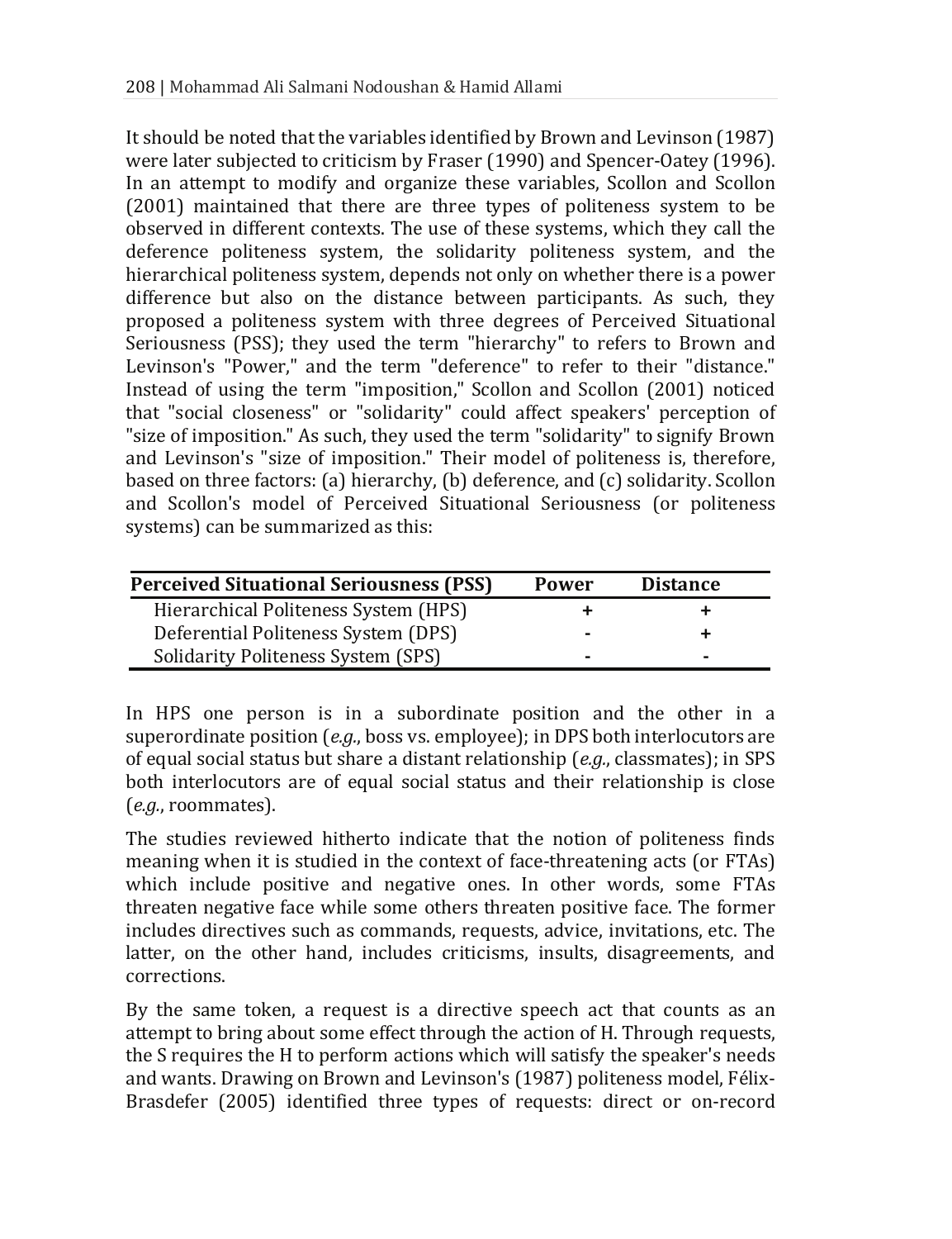It should be noted that the variables identified by Brown and Levinson (1987) were later subjected to criticism by Fraser (1990) and Spencer-Oatey (1996). In an attempt to modify and organize these variables, Scollon and Scollon (2001) maintained that there are three types of politeness system to be observed in different contexts. The use of these systems, which they call the deference politeness system, the solidarity politeness system, and the hierarchical politeness system, depends not only on whether there is a power difference but also on the distance between participants. As such, they proposed a politeness system with three degrees of Perceived Situational Seriousness (PSS); they used the term "hierarchy" to refers to Brown and Levinson's "Power," and the term "deference" to refer to their "distance." Instead of using the term "imposition," Scollon and Scollon (2001) noticed that "social closeness" or "solidarity" could affect speakers' perception of "size of imposition." As such, they used the term "solidarity" to signify Brown and Levinson's "size of imposition." Their model of politeness is, therefore, based on three factors: (a) hierarchy, (b) deference, and (c) solidarity. Scollon and Scollon's model of Perceived Situational Seriousness (or politeness systems) can be summarized as this:

| **Perceived Situational Seriousness (PSS)** | **Power** | **Distance** |
|---|---|---|
| Hierarchical Politeness System (HPS) | + | + |
| Deferential Politeness System (DPS) | - | + |
| Solidarity Politeness System (SPS) | - | - |

In HPS one person is in a subordinate position and the other in a superordinate position (*e.g.*, boss vs. employee); in DPS both interlocutors are of equal social status but share a distant relationship (*e.g.*, classmates); in SPS both interlocutors are of equal social status and their relationship is close (*e.g.*, roommates).

The studies reviewed hitherto indicate that the notion of politeness finds meaning when it is studied in the context of face-threatening acts (or FTAs) which include positive and negative ones. In other words, some FTAs threaten negative face while some others threaten positive face. The former includes directives such as commands, requests, advice, invitations, etc. The latter, on the other hand, includes criticisms, insults, disagreements, and corrections.

By the same token, a request is a directive speech act that counts as an attempt to bring about some effect through the action of H. Through requests, the S requires the H to perform actions which will satisfy the speaker's needs and wants. Drawing on Brown and Levinson's (1987) politeness model, Félix-Brasdefer (2005) identified three types of requests: direct or on-record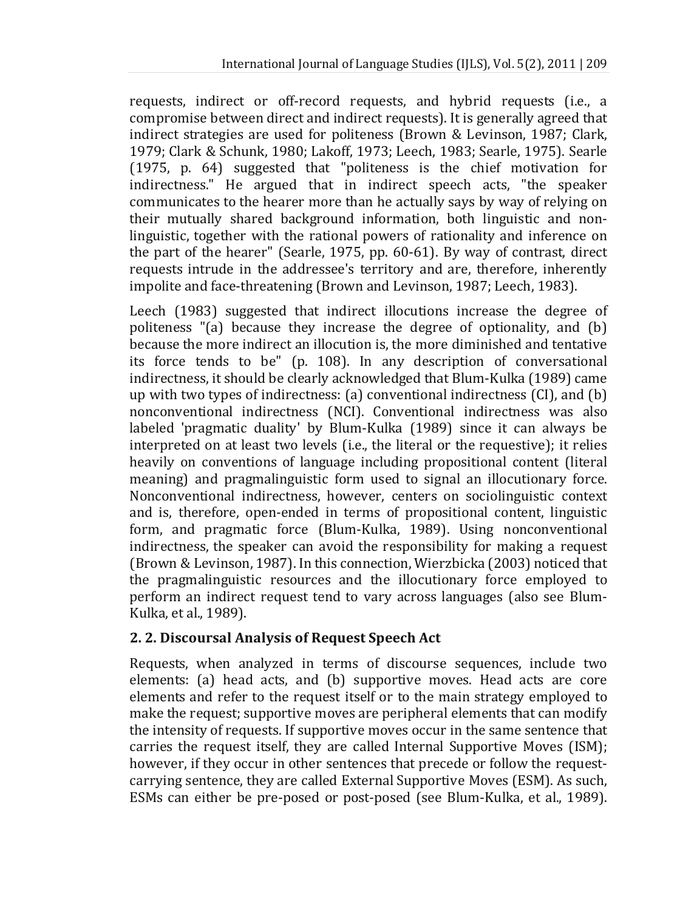requests, indirect or off-record requests, and hybrid requests (i.e., a compromise between direct and indirect requests). It is generally agreed that indirect strategies are used for politeness (Brown & Levinson, 1987; Clark, 1979; Clark & Schunk, 1980; Lakoff, 1973; Leech, 1983; Searle, 1975). Searle (1975, p. 64) suggested that "politeness is the chief motivation for indirectness." He argued that in indirect speech acts, "the speaker communicates to the hearer more than he actually says by way of relying on their mutually shared background information, both linguistic and non-linguistic, together with the rational powers of rationality and inference on the part of the hearer" (Searle, 1975, pp. 60-61). By way of contrast, direct requests intrude in the addressee's territory and are, therefore, inherently impolite and face-threatening (Brown and Levinson, 1987; Leech, 1983).

Leech (1983) suggested that indirect illocutions increase the degree of politeness "(a) because they increase the degree of optionality, and (b) because the more indirect an illocution is, the more diminished and tentative its force tends to be" (p. 108). In any description of conversational indirectness, it should be clearly acknowledged that Blum-Kulka (1989) came up with two types of indirectness: (a) conventional indirectness (CI), and (b) nonconventional indirectness (NCI). Conventional indirectness was also labeled 'pragmatic duality' by Blum-Kulka (1989) since it can always be interpreted on at least two levels (i.e., the literal or the requestive); it relies heavily on conventions of language including propositional content (literal meaning) and pragmalinguistic form used to signal an illocutionary force. Nonconventional indirectness, however, centers on sociolinguistic context and is, therefore, open-ended in terms of propositional content, linguistic form, and pragmatic force (Blum-Kulka, 1989). Using nonconventional indirectness, the speaker can avoid the responsibility for making a request (Brown & Levinson, 1987). In this connection, Wierzbicka (2003) noticed that the pragmalinguistic resources and the illocutionary force employed to perform an indirect request tend to vary across languages (also see Blum-Kulka, et al., 1989).

## 2. 2. Discoursal Analysis of Request Speech Act

Requests, when analyzed in terms of discourse sequences, include two elements: (a) head acts, and (b) supportive moves. Head acts are core elements and refer to the request itself or to the main strategy employed to make the request; supportive moves are peripheral elements that can modify the intensity of requests. If supportive moves occur in the same sentence that carries the request itself, they are called Internal Supportive Moves (ISM); however, if they occur in other sentences that precede or follow the request-carrying sentence, they are called External Supportive Moves (ESM). As such, ESMs can either be pre-posed or post-posed (see Blum-Kulka, et al., 1989).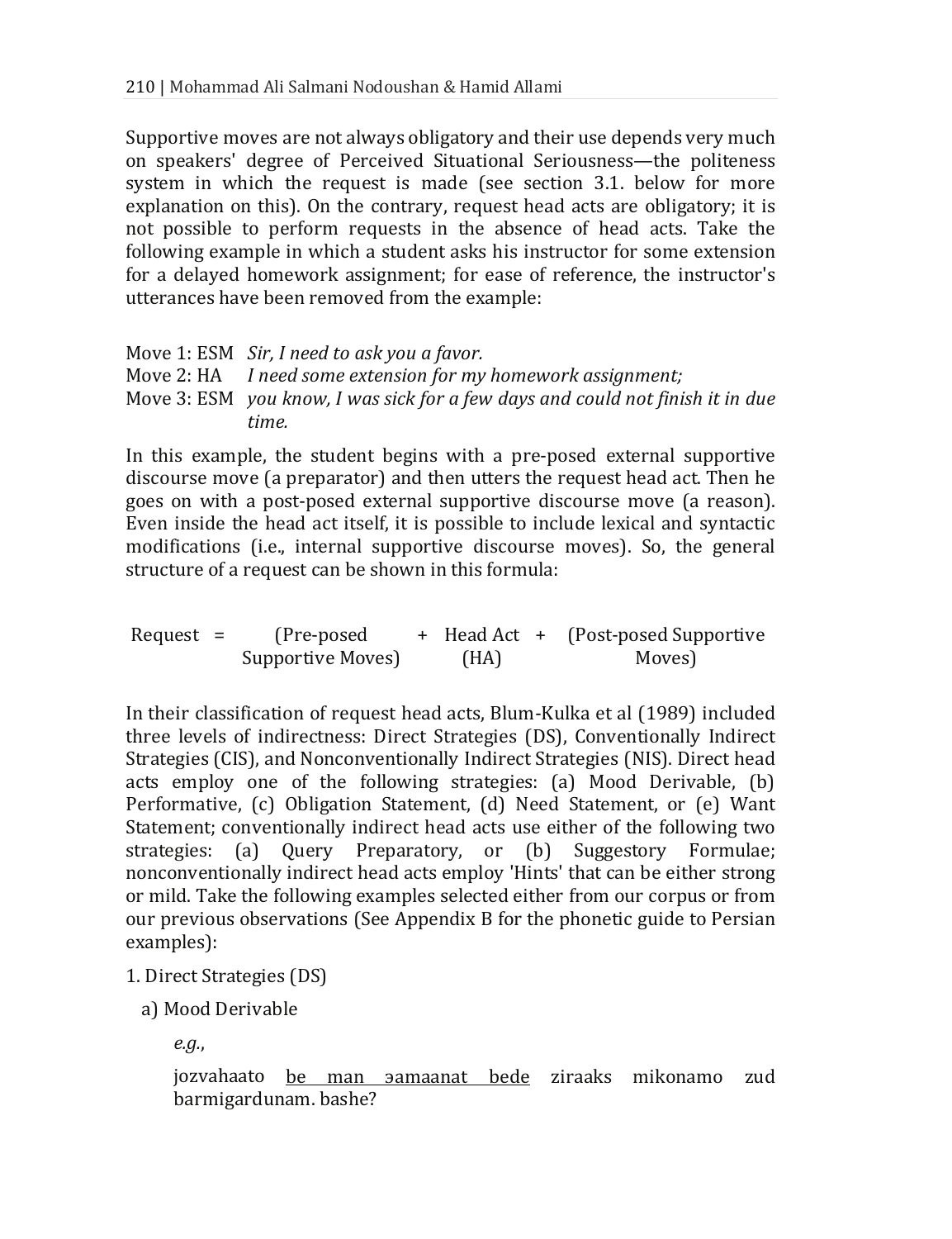Supportive moves are not always obligatory and their use depends very much on speakers' degree of Perceived Situational Seriousness—the politeness system in which the request is made (see section 3.1. below for more explanation on this). On the contrary, request head acts are obligatory; it is not possible to perform requests in the absence of head acts. Take the following example in which a student asks his instructor for some extension for a delayed homework assignment; for ease of reference, the instructor's utterances have been removed from the example:

Move 1: ESM *Sir, I need to ask you a favor.*
Move 2: HA *I need some extension for my homework assignment;*
Move 3: ESM *you know, I was sick for a few days and could not finish it in due time.*

In this example, the student begins with a pre-posed external supportive discourse move (a preparator) and then utters the request head act. Then he goes on with a post-posed external supportive discourse move (a reason). Even inside the head act itself, it is possible to include lexical and syntactic modifications (i.e., internal supportive discourse moves). So, the general structure of a request can be shown in this formula:

Request = (Pre-posed Supportive Moves) + Head Act (HA) + (Post-posed Supportive Moves)

In their classification of request head acts, Blum-Kulka et al (1989) included three levels of indirectness: Direct Strategies (DS), Conventionally Indirect Strategies (CIS), and Nonconventionally Indirect Strategies (NIS). Direct head acts employ one of the following strategies: (a) Mood Derivable, (b) Performative, (c) Obligation Statement, (d) Need Statement, or (e) Want Statement; conventionally indirect head acts use either of the following two strategies: (a) Query Preparatory, or (b) Suggestory Formulae; nonconventionally indirect head acts employ 'Hints' that can be either strong or mild. Take the following examples selected either from our corpus or from our previous observations (See Appendix B for the phonetic guide to Persian examples):

1. Direct Strategies (DS)

a) Mood Derivable

*e.g.*,

jozvahaato <u>be man əamaanat bede</u> ziraaks mikonamo zud barmigardunam. bashe?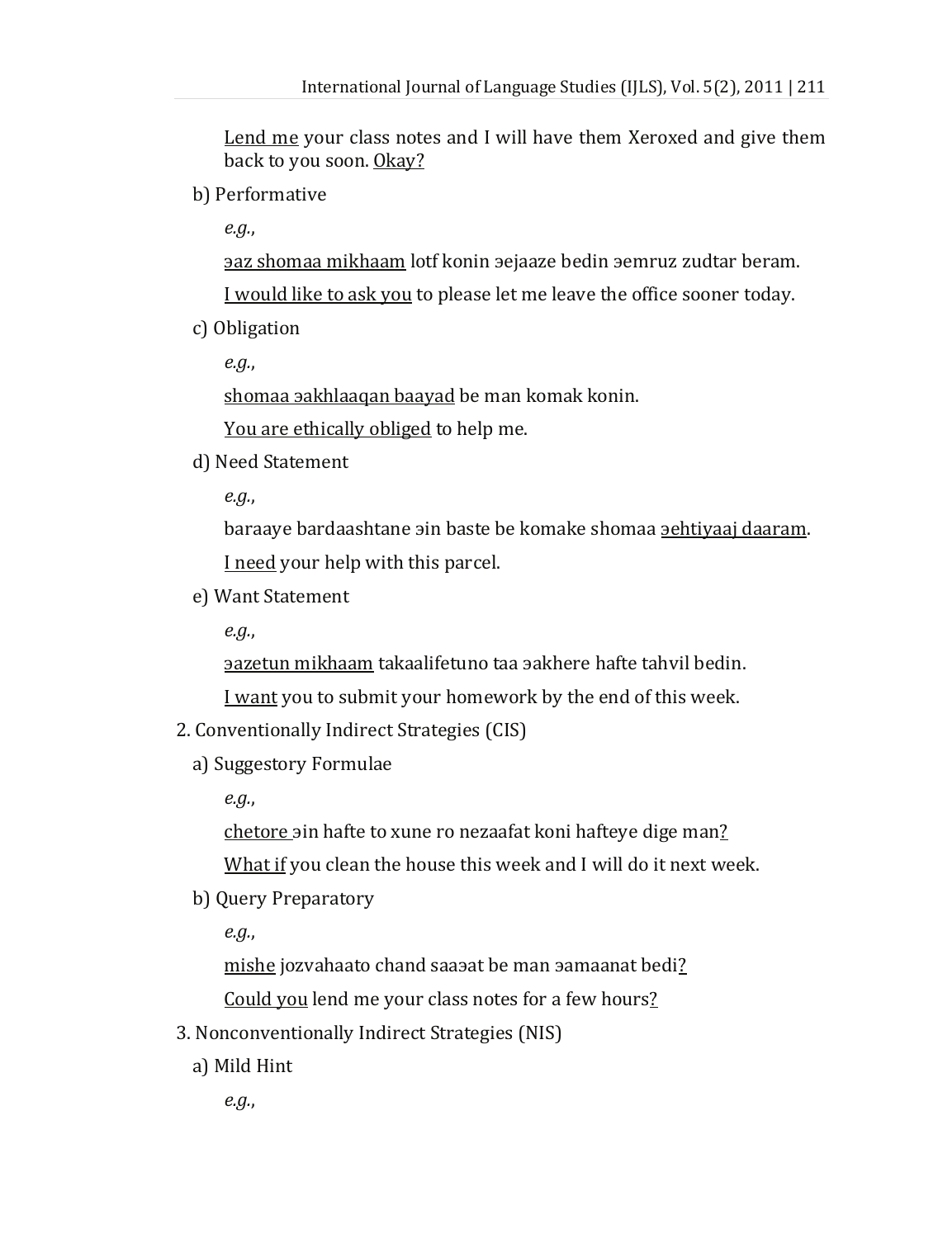Lend me your class notes and I will have them Xeroxed and give them back to you soon. Okay?

b) Performative

*e.g.*,

əaz shomaa mikhaam lotf konin əejaaze bedin əemruz zudtar beram.

I would like to ask you to please let me leave the office sooner today.

c) Obligation

*e.g.*,

shomaa əakhlaaqan baayad be man komak konin.

You are ethically obliged to help me.

d) Need Statement

*e.g.*,

baraaye bardaashtane əin baste be komake shomaa əehtiyaaj daaram.

I need your help with this parcel.

e) Want Statement

*e.g.*,

əazetun mikhaam takaalifetuno taa əakhere hafte tahvil bedin.

I want you to submit your homework by the end of this week.

2. Conventionally Indirect Strategies (CIS)

a) Suggestory Formulae

*e.g.*,

chetore əin hafte to xune ro nezaafat koni hafteye dige man?

What if you clean the house this week and I will do it next week.

b) Query Preparatory

*e.g.*,

mishe jozvahaato chand saaəat be man əamaanat bedi?

Could you lend me your class notes for a few hours?

3. Nonconventionally Indirect Strategies (NIS)

a) Mild Hint

*e.g.*,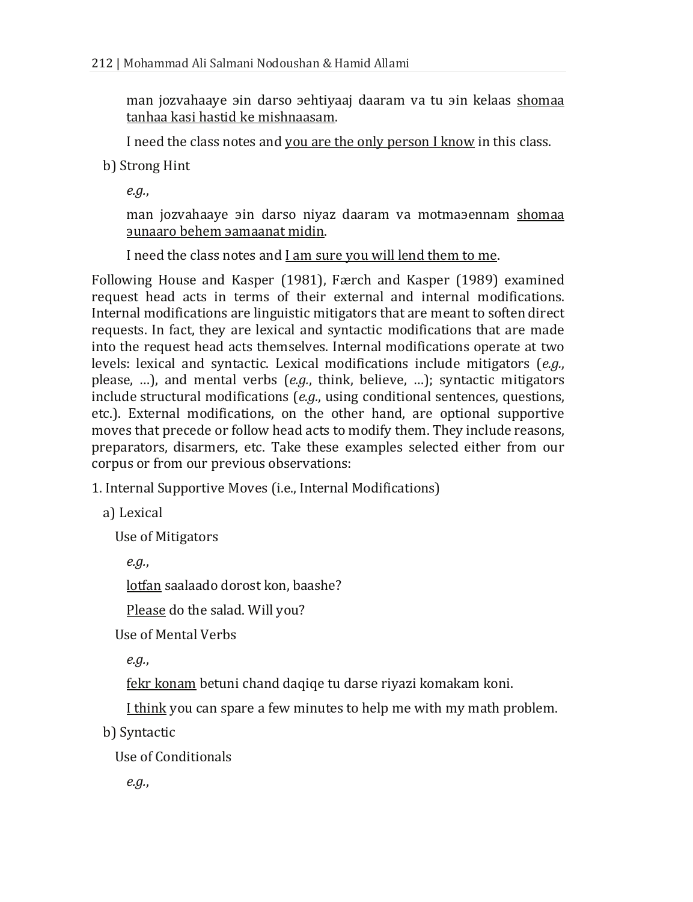man jozvahaaye эin darso эehtiyaaj daaram va tu эin kelaas <u>shomaa tanhaa kasi hastid ke mishnaasam</u>.

I need the class notes and <u>you are the only person I know</u> in this class.

b) Strong Hint

*e.g.*,

man jozvahaaye эin darso niyaz daaram va motmaэennam <u>shomaa эunaaro behem эamaanat midin</u>.

I need the class notes and <u>I am sure you will lend them to me</u>.

Following House and Kasper (1981), Færch and Kasper (1989) examined request head acts in terms of their external and internal modifications. Internal modifications are linguistic mitigators that are meant to soften direct requests. In fact, they are lexical and syntactic modifications that are made into the request head acts themselves. Internal modifications operate at two levels: lexical and syntactic. Lexical modifications include mitigators (*e.g.*, please, …), and mental verbs (*e.g.*, think, believe, …); syntactic mitigators include structural modifications (*e.g.*, using conditional sentences, questions, etc.). External modifications, on the other hand, are optional supportive moves that precede or follow head acts to modify them. They include reasons, preparators, disarmers, etc. Take these examples selected either from our corpus or from our previous observations:

1. Internal Supportive Moves (i.e., Internal Modifications)

a) Lexical

Use of Mitigators

*e.g.*,

<u>lotfan</u> saalaado dorost kon, baashe?

<u>Please</u> do the salad. Will you?

Use of Mental Verbs

*e.g.*,

<u>fekr konam</u> betuni chand daqiqe tu darse riyazi komakam koni.

<u>I think</u> you can spare a few minutes to help me with my math problem.

b) Syntactic

Use of Conditionals

*e.g.*,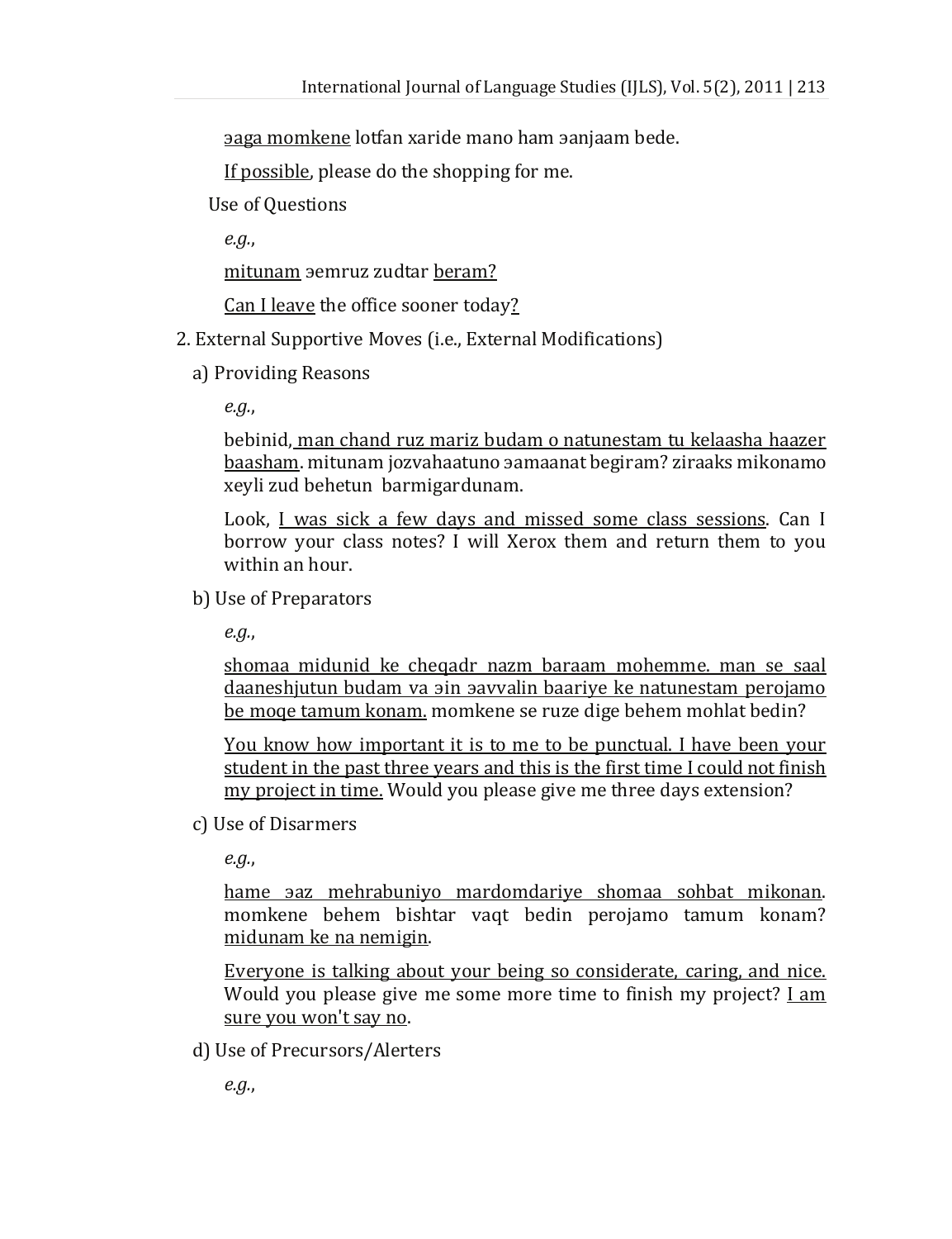<u>эaga momkene</u> lotfan xaride mano ham эanjaam bede.

<u>If possible</u>, please do the shopping for me.

Use of Questions

*e.g.*,

<u>mitunam</u> эemruz zudtar <u>beram?</u>

<u>Can I leave</u> the office sooner today<u>?</u>

2. External Supportive Moves (i.e., External Modifications)

a) Providing Reasons

*e.g.*,

bebinid,<u> man chand ruz mariz budam o natunestam tu kelaasha haazer baasham</u>. mitunam jozvahaatuno эamaanat begiram? ziraaks mikonamo xeyli zud behetun barmigardunam.

Look, <u>I was sick a few days and missed some class sessions</u>. Can I borrow your class notes? I will Xerox them and return them to you within an hour.

b) Use of Preparators

*e.g.*,

<u>shomaa midunid ke cheqadr nazm baraam mohemme. man se saal daaneshjutun budam va эin эavvalin baariye ke natunestam perojamo be moqe tamum konam.</u> momkene se ruze dige behem mohlat bedin?

<u>You know how important it is to me to be punctual. I have been your student in the past three years and this is the first time I could not finish my project in time.</u> Would you please give me three days extension?

c) Use of Disarmers

*e.g.*,

<u>hame эaz mehrabuniyo mardomdariye shomaa sohbat mikonan</u>. momkene behem bishtar vaqt bedin perojamo tamum konam? <u>midunam ke na nemigin</u>.

<u>Everyone is talking about your being so considerate, caring, and nice.</u> Would you please give me some more time to finish my project? <u>I am sure you won't say no</u>.

d) Use of Precursors/Alerters

*e.g.*,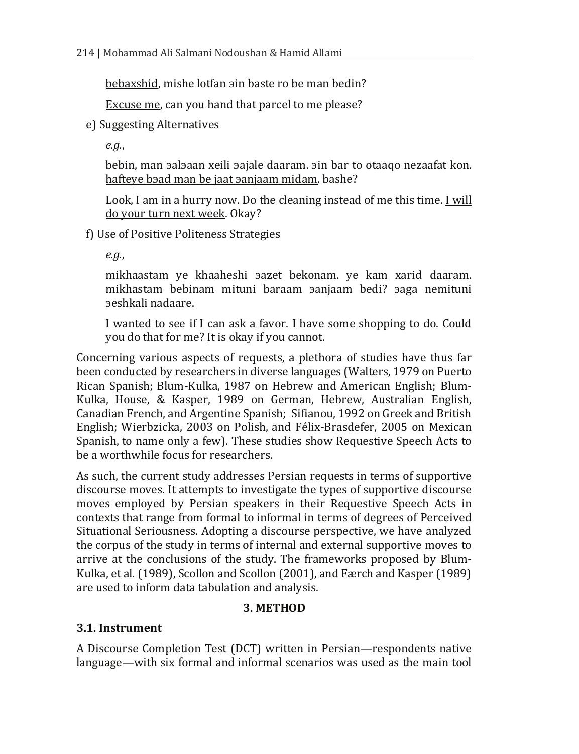<u>bebaxshid</u>, mishe lotfan ɘin baste ro be man bedin?

<u>Excuse me</u>, can you hand that parcel to me please?

e) Suggesting Alternatives

*e.g.*,

bebin, man ɘalɘaan xeili ɘajale daaram. ɘin bar to otaaqo nezaafat kon. <u>hafteye bɘad man be jaat ɘanjaam midam</u>. bashe?

Look, I am in a hurry now. Do the cleaning instead of me this time. <u>I will do your turn next week</u>. Okay?

f) Use of Positive Politeness Strategies

*e.g.*,

mikhaastam ye khaaheshi ɘazet bekonam. ye kam xarid daaram. mikhastam bebinam mituni baraam ɘanjaam bedi? <u>ɘaga nemituni ɘeshkali nadaare</u>.

I wanted to see if I can ask a favor. I have some shopping to do. Could you do that for me? <u>It is okay if you cannot</u>.

Concerning various aspects of requests, a plethora of studies have thus far been conducted by researchers in diverse languages (Walters, 1979 on Puerto Rican Spanish; Blum-Kulka, 1987 on Hebrew and American English; Blum-Kulka, House, & Kasper, 1989 on German, Hebrew, Australian English, Canadian French, and Argentine Spanish; Sifianou, 1992 on Greek and British English; Wierbzicka, 2003 on Polish, and Félix-Brasdefer, 2005 on Mexican Spanish, to name only a few). These studies show Requestive Speech Acts to be a worthwhile focus for researchers.

As such, the current study addresses Persian requests in terms of supportive discourse moves. It attempts to investigate the types of supportive discourse moves employed by Persian speakers in their Requestive Speech Acts in contexts that range from formal to informal in terms of degrees of Perceived Situational Seriousness. Adopting a discourse perspective, we have analyzed the corpus of the study in terms of internal and external supportive moves to arrive at the conclusions of the study. The frameworks proposed by Blum-Kulka, et al. (1989), Scollon and Scollon (2001), and Færch and Kasper (1989) are used to inform data tabulation and analysis.

## 3. METHOD

### 3.1. Instrument

A Discourse Completion Test (DCT) written in Persian—respondents native language—with six formal and informal scenarios was used as the main tool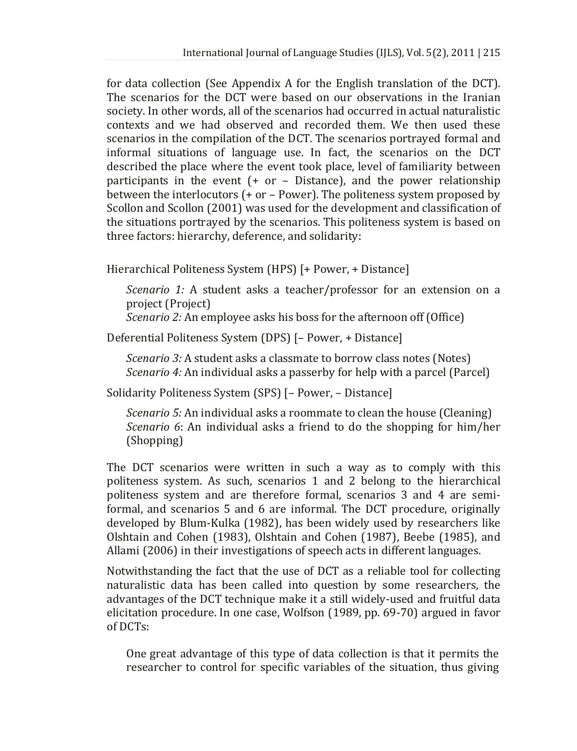for data collection (See Appendix A for the English translation of the DCT). The scenarios for the DCT were based on our observations in the Iranian society. In other words, all of the scenarios had occurred in actual naturalistic contexts and we had observed and recorded them. We then used these scenarios in the compilation of the DCT. The scenarios portrayed formal and informal situations of language use. In fact, the scenarios on the DCT described the place where the event took place, level of familiarity between participants in the event (+ or – Distance), and the power relationship between the interlocutors (+ or – Power). The politeness system proposed by Scollon and Scollon (2001) was used for the development and classification of the situations portrayed by the scenarios. This politeness system is based on three factors: hierarchy, deference, and solidarity:

Hierarchical Politeness System (HPS) [+ Power, + Distance]

> *Scenario 1:* A student asks a teacher/professor for an extension on a project (Project)
> *Scenario 2:* An employee asks his boss for the afternoon off (Office)

Deferential Politeness System (DPS) [– Power, + Distance]

> *Scenario 3:* A student asks a classmate to borrow class notes (Notes)
> *Scenario 4:* An individual asks a passerby for help with a parcel (Parcel)

Solidarity Politeness System (SPS) [– Power, – Distance]

> *Scenario 5:* An individual asks a roommate to clean the house (Cleaning)
> *Scenario 6*: An individual asks a friend to do the shopping for him/her (Shopping)

The DCT scenarios were written in such a way as to comply with this politeness system. As such, scenarios 1 and 2 belong to the hierarchical politeness system and are therefore formal, scenarios 3 and 4 are semi-formal, and scenarios 5 and 6 are informal. The DCT procedure, originally developed by Blum-Kulka (1982), has been widely used by researchers like Olshtain and Cohen (1983), Olshtain and Cohen (1987), Beebe (1985), and Allami (2006) in their investigations of speech acts in different languages.

Notwithstanding the fact that the use of DCT as a reliable tool for collecting naturalistic data has been called into question by some researchers, the advantages of the DCT technique make it a still widely-used and fruitful data elicitation procedure. In one case, Wolfson (1989, pp. 69-70) argued in favor of DCTs:

> One great advantage of this type of data collection is that it permits the researcher to control for specific variables of the situation, thus giving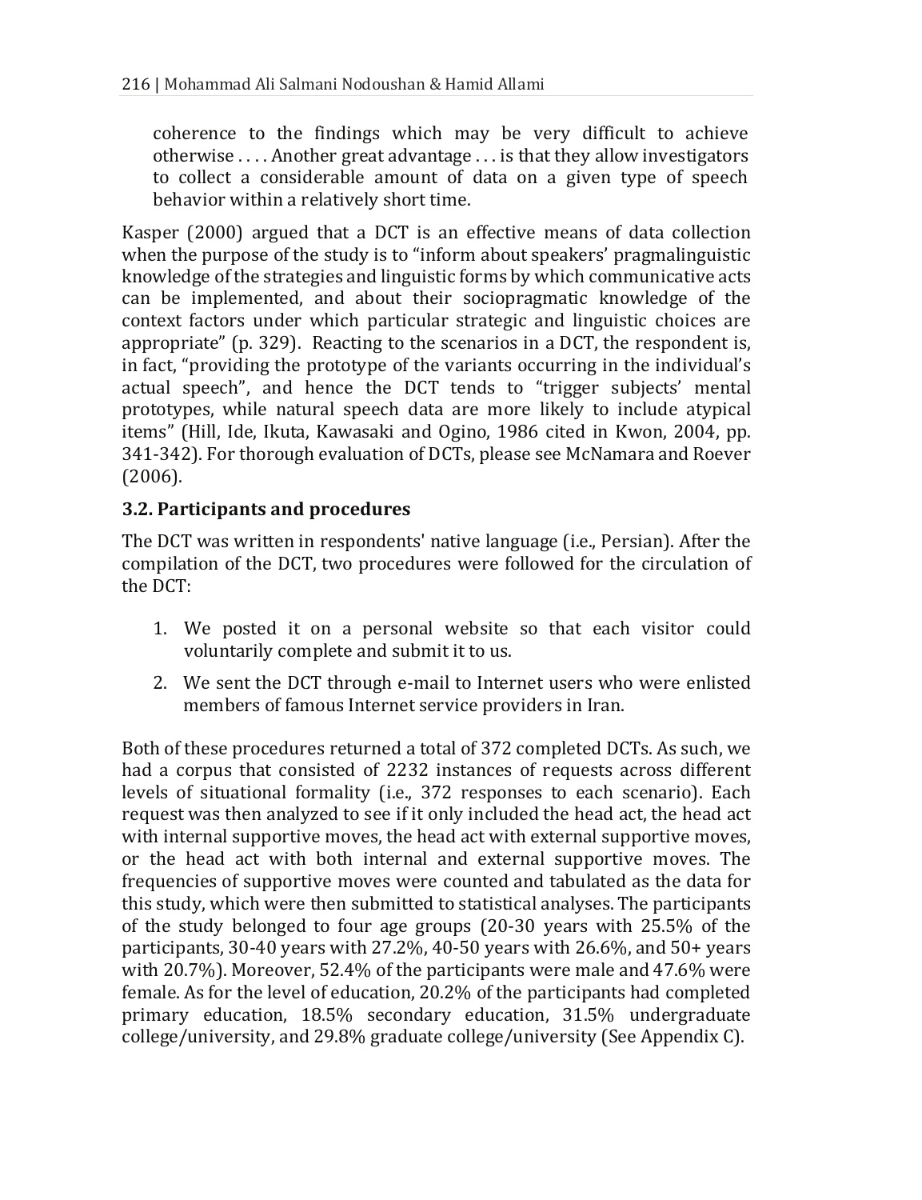> coherence to the findings which may be very difficult to achieve otherwise . . . . Another great advantage . . . is that they allow investigators to collect a considerable amount of data on a given type of speech behavior within a relatively short time.

Kasper (2000) argued that a DCT is an effective means of data collection when the purpose of the study is to "inform about speakers' pragmalinguistic knowledge of the strategies and linguistic forms by which communicative acts can be implemented, and about their sociopragmatic knowledge of the context factors under which particular strategic and linguistic choices are appropriate" (p. 329). Reacting to the scenarios in a DCT, the respondent is, in fact, "providing the prototype of the variants occurring in the individual's actual speech", and hence the DCT tends to "trigger subjects' mental prototypes, while natural speech data are more likely to include atypical items" (Hill, Ide, Ikuta, Kawasaki and Ogino, 1986 cited in Kwon, 2004, pp. 341-342). For thorough evaluation of DCTs, please see McNamara and Roever (2006).

### 3.2. Participants and procedures

The DCT was written in respondents' native language (i.e., Persian). After the compilation of the DCT, two procedures were followed for the circulation of the DCT:

1. We posted it on a personal website so that each visitor could voluntarily complete and submit it to us.
2. We sent the DCT through e-mail to Internet users who were enlisted members of famous Internet service providers in Iran.

Both of these procedures returned a total of 372 completed DCTs. As such, we had a corpus that consisted of 2232 instances of requests across different levels of situational formality (i.e., 372 responses to each scenario). Each request was then analyzed to see if it only included the head act, the head act with internal supportive moves, the head act with external supportive moves, or the head act with both internal and external supportive moves. The frequencies of supportive moves were counted and tabulated as the data for this study, which were then submitted to statistical analyses. The participants of the study belonged to four age groups (20-30 years with 25.5% of the participants, 30-40 years with 27.2%, 40-50 years with 26.6%, and 50+ years with 20.7%). Moreover, 52.4% of the participants were male and 47.6% were female. As for the level of education, 20.2% of the participants had completed primary education, 18.5% secondary education, 31.5% undergraduate college/university, and 29.8% graduate college/university (See Appendix C).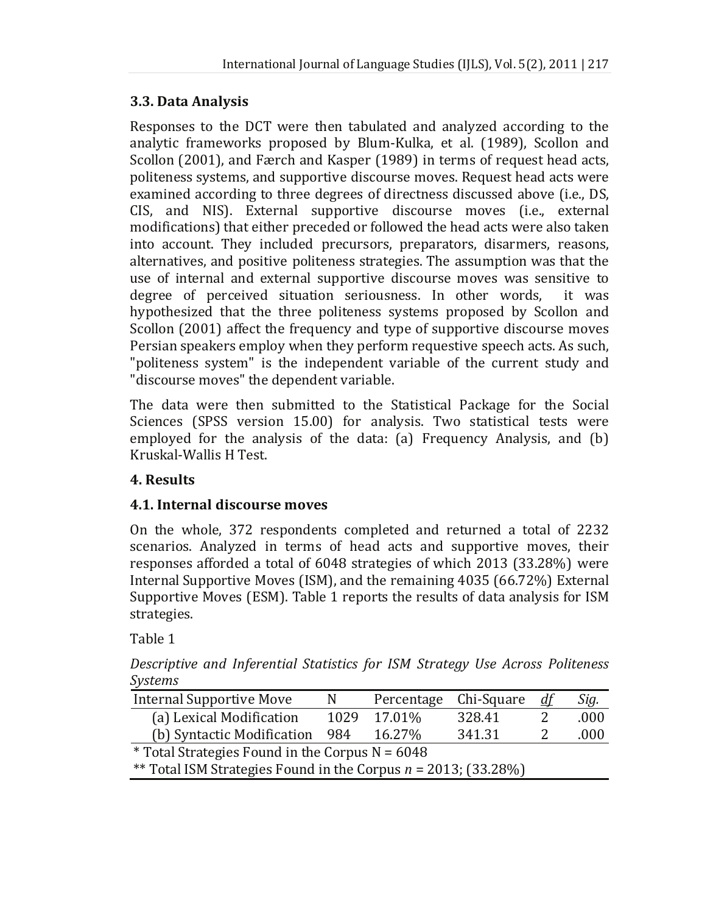### 3.3. Data Analysis

Responses to the DCT were then tabulated and analyzed according to the analytic frameworks proposed by Blum-Kulka, et al. (1989), Scollon and Scollon (2001), and Færch and Kasper (1989) in terms of request head acts, politeness systems, and supportive discourse moves. Request head acts were examined according to three degrees of directness discussed above (i.e., DS, CIS, and NIS). External supportive discourse moves (i.e., external modifications) that either preceded or followed the head acts were also taken into account. They included precursors, preparators, disarmers, reasons, alternatives, and positive politeness strategies. The assumption was that the use of internal and external supportive discourse moves was sensitive to degree of perceived situation seriousness. In other words, it was hypothesized that the three politeness systems proposed by Scollon and Scollon (2001) affect the frequency and type of supportive discourse moves Persian speakers employ when they perform requestive speech acts. As such, "politeness system" is the independent variable of the current study and "discourse moves" the dependent variable.

The data were then submitted to the Statistical Package for the Social Sciences (SPSS version 15.00) for analysis. Two statistical tests were employed for the analysis of the data: (a) Frequency Analysis, and (b) Kruskal-Wallis H Test.

## 4. Results

### 4.1. Internal discourse moves

On the whole, 372 respondents completed and returned a total of 2232 scenarios. Analyzed in terms of head acts and supportive moves, their responses afforded a total of 6048 strategies of which 2013 (33.28%) were Internal Supportive Moves (ISM), and the remaining 4035 (66.72%) External Supportive Moves (ESM). Table 1 reports the results of data analysis for ISM strategies.

Table 1

*Descriptive and Inferential Statistics for ISM Strategy Use Across Politeness Systems*

| Internal Supportive Move | N | Percentage | Chi-Square | *df* | *Sig.* |
|---|---|---|---|---|---|
| (a) Lexical Modification | 1029 | 17.01% | 328.41 | 2 | .000 |
| (b) Syntactic Modification | 984 | 16.27% | 341.31 | 2 | .000 |

\* Total Strategies Found in the Corpus N = 6048

\*\* Total ISM Strategies Found in the Corpus *n* = 2013; (33.28%)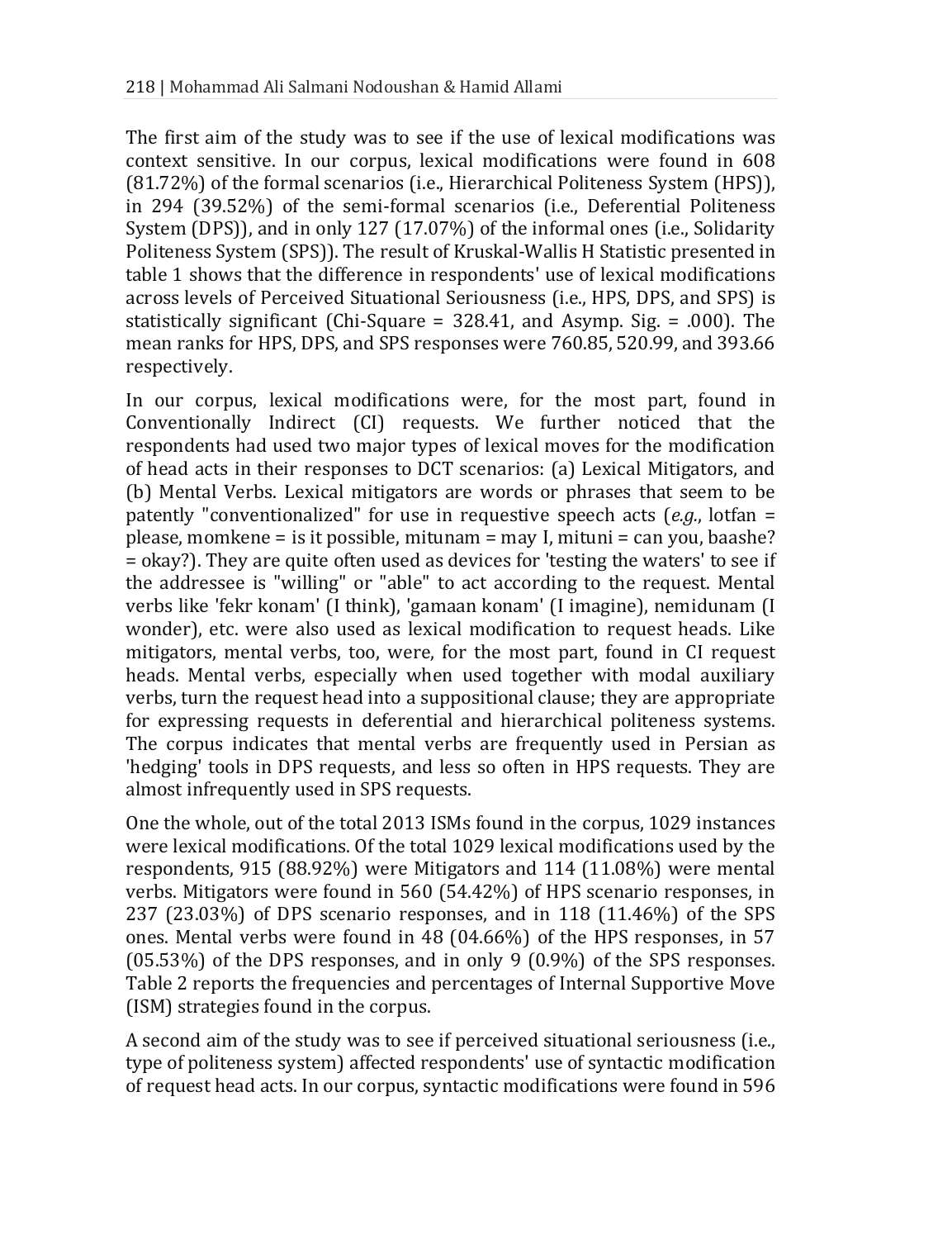The first aim of the study was to see if the use of lexical modifications was context sensitive. In our corpus, lexical modifications were found in 608 (81.72%) of the formal scenarios (i.e., Hierarchical Politeness System (HPS)), in 294 (39.52%) of the semi-formal scenarios (i.e., Deferential Politeness System (DPS)), and in only 127 (17.07%) of the informal ones (i.e., Solidarity Politeness System (SPS)). The result of Kruskal-Wallis H Statistic presented in table 1 shows that the difference in respondents' use of lexical modifications across levels of Perceived Situational Seriousness (i.e., HPS, DPS, and SPS) is statistically significant (Chi-Square = 328.41, and Asymp. Sig. = .000). The mean ranks for HPS, DPS, and SPS responses were 760.85, 520.99, and 393.66 respectively.

In our corpus, lexical modifications were, for the most part, found in Conventionally Indirect (CI) requests. We further noticed that the respondents had used two major types of lexical moves for the modification of head acts in their responses to DCT scenarios: (a) Lexical Mitigators, and (b) Mental Verbs. Lexical mitigators are words or phrases that seem to be patently "conventionalized" for use in requestive speech acts (*e.g.*, lotfan = please, momkene = is it possible, mitunam = may I, mituni = can you, baashe? = okay?). They are quite often used as devices for 'testing the waters' to see if the addressee is "willing" or "able" to act according to the request. Mental verbs like 'fekr konam' (I think), 'gamaan konam' (I imagine), nemidunam (I wonder), etc. were also used as lexical modification to request heads. Like mitigators, mental verbs, too, were, for the most part, found in CI request heads. Mental verbs, especially when used together with modal auxiliary verbs, turn the request head into a suppositional clause; they are appropriate for expressing requests in deferential and hierarchical politeness systems. The corpus indicates that mental verbs are frequently used in Persian as 'hedging' tools in DPS requests, and less so often in HPS requests. They are almost infrequently used in SPS requests.

One the whole, out of the total 2013 ISMs found in the corpus, 1029 instances were lexical modifications. Of the total 1029 lexical modifications used by the respondents, 915 (88.92%) were Mitigators and 114 (11.08%) were mental verbs. Mitigators were found in 560 (54.42%) of HPS scenario responses, in 237 (23.03%) of DPS scenario responses, and in 118 (11.46%) of the SPS ones. Mental verbs were found in 48 (04.66%) of the HPS responses, in 57 (05.53%) of the DPS responses, and in only 9 (0.9%) of the SPS responses. Table 2 reports the frequencies and percentages of Internal Supportive Move (ISM) strategies found in the corpus.

A second aim of the study was to see if perceived situational seriousness (i.e., type of politeness system) affected respondents' use of syntactic modification of request head acts. In our corpus, syntactic modifications were found in 596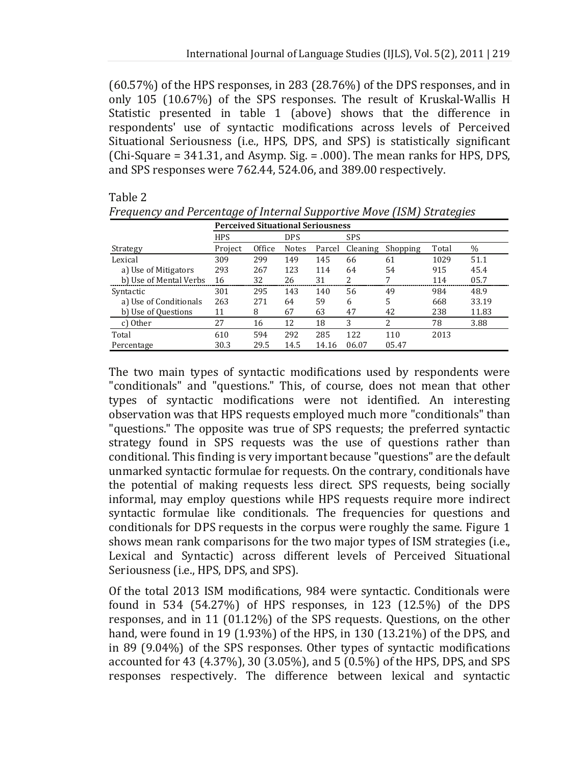(60.57%) of the HPS responses, in 283 (28.76%) of the DPS responses, and in only 105 (10.67%) of the SPS responses. The result of Kruskal-Wallis H Statistic presented in table 1 (above) shows that the difference in respondents' use of syntactic modifications across levels of Perceived Situational Seriousness (i.e., HPS, DPS, and SPS) is statistically significant (Chi-Square = 341.31, and Asymp. Sig. = .000). The mean ranks for HPS, DPS, and SPS responses were 762.44, 524.06, and 389.00 respectively.

Table 2

*Frequency and Percentage of Internal Supportive Move (ISM) Strategies*

| | Perceived Situational Seriousness | | | | | | | |
|---|---|---|---|---|---|---|---|---|
| | HPS | | DPS | | SPS | | | |
| Strategy | Project | Office | Notes | Parcel | Cleaning | Shopping | Total | % |
| Lexical | 309 | 299 | 149 | 145 | 66 | 61 | 1029 | 51.1 |
| a) Use of Mitigators | 293 | 267 | 123 | 114 | 64 | 54 | 915 | 45.4 |
| b) Use of Mental Verbs | 16 | 32 | 26 | 31 | 2 | 7 | 114 | 05.7 |
| Syntactic | 301 | 295 | 143 | 140 | 56 | 49 | 984 | 48.9 |
| a) Use of Conditionals | 263 | 271 | 64 | 59 | 6 | 5 | 668 | 33.19 |
| b) Use of Questions | 11 | 8 | 67 | 63 | 47 | 42 | 238 | 11.83 |
| c) Other | 27 | 16 | 12 | 18 | 3 | 2 | 78 | 3.88 |
| Total | 610 | 594 | 292 | 285 | 122 | 110 | 2013 | |
| Percentage | 30.3 | 29.5 | 14.5 | 14.16 | 06.07 | 05.47 | | |

The two main types of syntactic modifications used by respondents were "conditionals" and "questions." This, of course, does not mean that other types of syntactic modifications were not identified. An interesting observation was that HPS requests employed much more "conditionals" than "questions." The opposite was true of SPS requests; the preferred syntactic strategy found in SPS requests was the use of questions rather than conditional. This finding is very important because "questions" are the default unmarked syntactic formulae for requests. On the contrary, conditionals have the potential of making requests less direct. SPS requests, being socially informal, may employ questions while HPS requests require more indirect syntactic formulae like conditionals. The frequencies for questions and conditionals for DPS requests in the corpus were roughly the same. Figure 1 shows mean rank comparisons for the two major types of ISM strategies (i.e., Lexical and Syntactic) across different levels of Perceived Situational Seriousness (i.e., HPS, DPS, and SPS).

Of the total 2013 ISM modifications, 984 were syntactic. Conditionals were found in 534 (54.27%) of HPS responses, in 123 (12.5%) of the DPS responses, and in 11 (01.12%) of the SPS requests. Questions, on the other hand, were found in 19 (1.93%) of the HPS, in 130 (13.21%) of the DPS, and in 89 (9.04%) of the SPS responses. Other types of syntactic modifications accounted for 43 (4.37%), 30 (3.05%), and 5 (0.5%) of the HPS, DPS, and SPS responses respectively. The difference between lexical and syntactic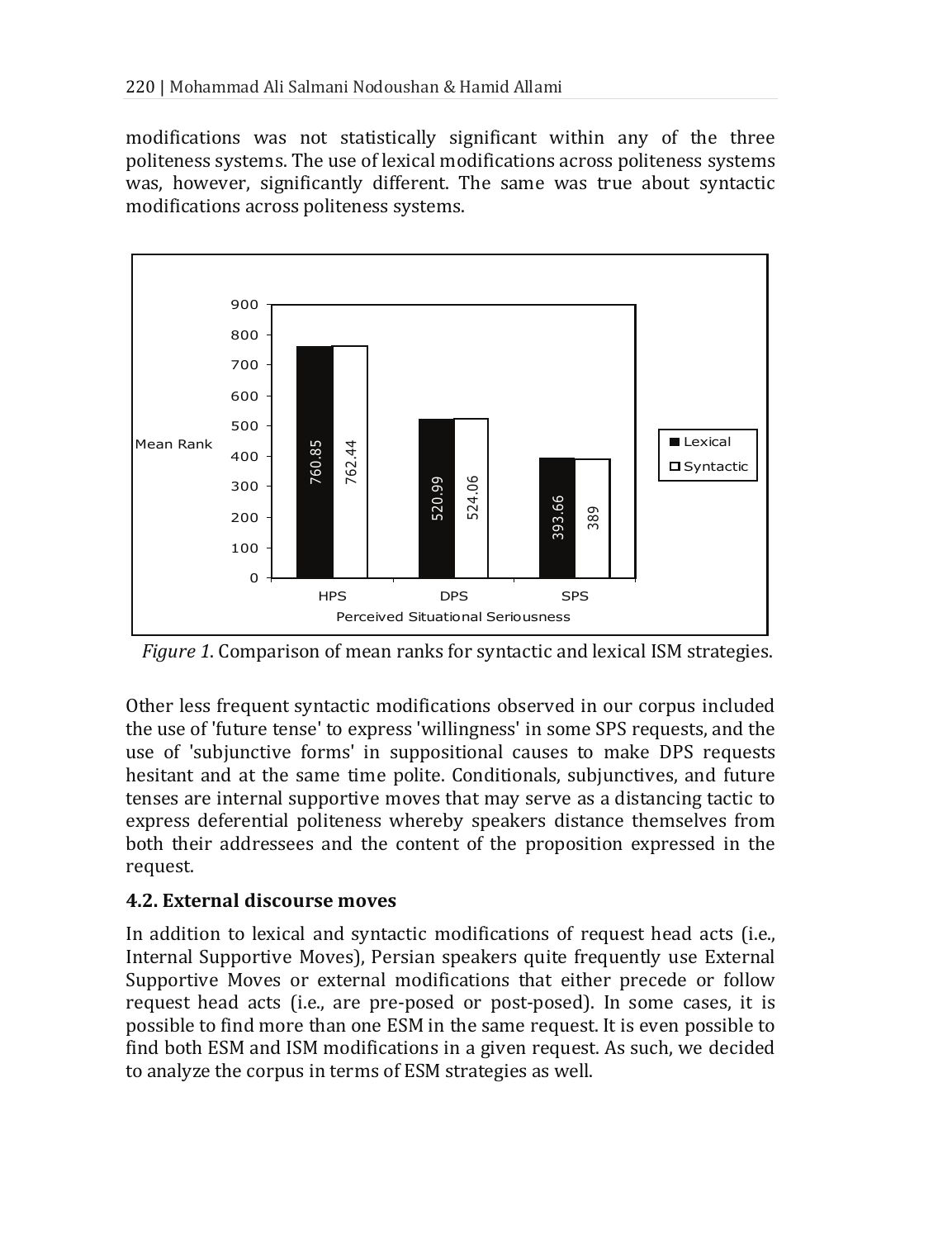modifications was not statistically significant within any of the three politeness systems. The use of lexical modifications across politeness systems was, however, significantly different. The same was true about syntactic modifications across politeness systems.

| Perceived Situational Seriousness | Lexical | Syntactic |
|---|---|---|
| HPS | 760.85 | 762.44 |
| DPS | 520.99 | 524.06 |
| SPS | 393.66 | 389 |

*Figure 1*. Comparison of mean ranks for syntactic and lexical ISM strategies.

Other less frequent syntactic modifications observed in our corpus included the use of 'future tense' to express 'willingness' in some SPS requests, and the use of 'subjunctive forms' in suppositional causes to make DPS requests hesitant and at the same time polite. Conditionals, subjunctives, and future tenses are internal supportive moves that may serve as a distancing tactic to express deferential politeness whereby speakers distance themselves from both their addressees and the content of the proposition expressed in the request.

## 4.2. External discourse moves

In addition to lexical and syntactic modifications of request head acts (i.e., Internal Supportive Moves), Persian speakers quite frequently use External Supportive Moves or external modifications that either precede or follow request head acts (i.e., are pre-posed or post-posed). In some cases, it is possible to find more than one ESM in the same request. It is even possible to find both ESM and ISM modifications in a given request. As such, we decided to analyze the corpus in terms of ESM strategies as well.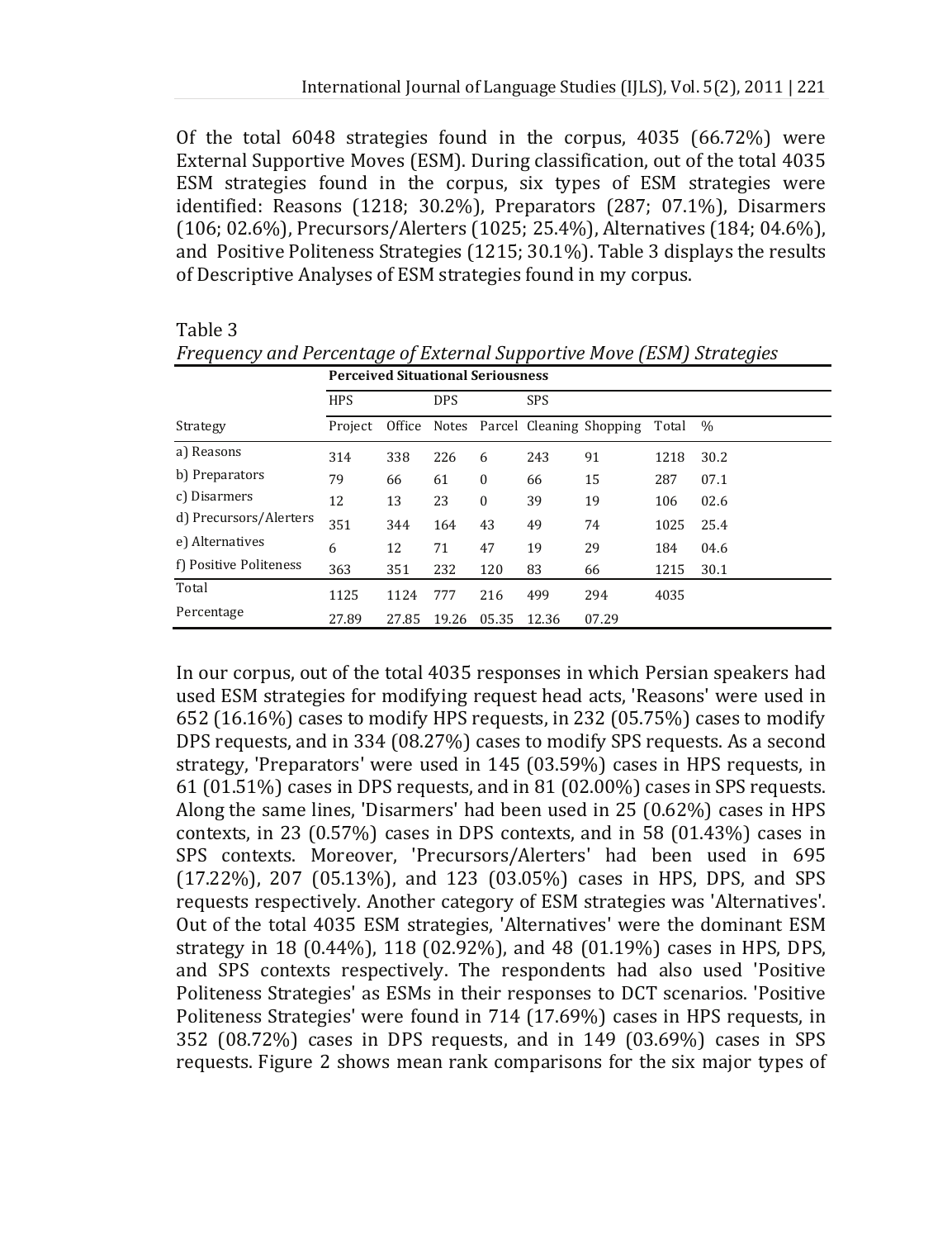Of the total 6048 strategies found in the corpus, 4035 (66.72%) were External Supportive Moves (ESM). During classification, out of the total 4035 ESM strategies found in the corpus, six types of ESM strategies were identified: Reasons (1218; 30.2%), Preparators (287; 07.1%), Disarmers (106; 02.6%), Precursors/Alerters (1025; 25.4%), Alternatives (184; 04.6%), and Positive Politeness Strategies (1215; 30.1%). Table 3 displays the results of Descriptive Analyses of ESM strategies found in my corpus.

Table 3
*Frequency and Percentage of External Supportive Move (ESM) Strategies*

| | Perceived Situational Seriousness | | | | | | | |
|---|---|---|---|---|---|---|---|---|
| | HPS | | DPS | | SPS | | | |
| Strategy | Project | Office | Notes | Parcel | Cleaning | Shopping | Total | % |
| a) Reasons | 314 | 338 | 226 | 6 | 243 | 91 | 1218 | 30.2 |
| b) Preparators | 79 | 66 | 61 | 0 | 66 | 15 | 287 | 07.1 |
| c) Disarmers | 12 | 13 | 23 | 0 | 39 | 19 | 106 | 02.6 |
| d) Precursors/Alerters | 351 | 344 | 164 | 43 | 49 | 74 | 1025 | 25.4 |
| e) Alternatives | 6 | 12 | 71 | 47 | 19 | 29 | 184 | 04.6 |
| f) Positive Politeness | 363 | 351 | 232 | 120 | 83 | 66 | 1215 | 30.1 |
| Total | 1125 | 1124 | 777 | 216 | 499 | 294 | 4035 | |
| Percentage | 27.89 | 27.85 | 19.26 | 05.35 | 12.36 | 07.29 | | |

In our corpus, out of the total 4035 responses in which Persian speakers had used ESM strategies for modifying request head acts, 'Reasons' were used in 652 (16.16%) cases to modify HPS requests, in 232 (05.75%) cases to modify DPS requests, and in 334 (08.27%) cases to modify SPS requests. As a second strategy, 'Preparators' were used in 145 (03.59%) cases in HPS requests, in 61 (01.51%) cases in DPS requests, and in 81 (02.00%) cases in SPS requests. Along the same lines, 'Disarmers' had been used in 25 (0.62%) cases in HPS contexts, in 23 (0.57%) cases in DPS contexts, and in 58 (01.43%) cases in SPS contexts. Moreover, 'Precursors/Alerters' had been used in 695 (17.22%), 207 (05.13%), and 123 (03.05%) cases in HPS, DPS, and SPS requests respectively. Another category of ESM strategies was 'Alternatives'. Out of the total 4035 ESM strategies, 'Alternatives' were the dominant ESM strategy in 18 (0.44%), 118 (02.92%), and 48 (01.19%) cases in HPS, DPS, and SPS contexts respectively. The respondents had also used 'Positive Politeness Strategies' as ESMs in their responses to DCT scenarios. 'Positive Politeness Strategies' were found in 714 (17.69%) cases in HPS requests, in 352 (08.72%) cases in DPS requests, and in 149 (03.69%) cases in SPS requests. Figure 2 shows mean rank comparisons for the six major types of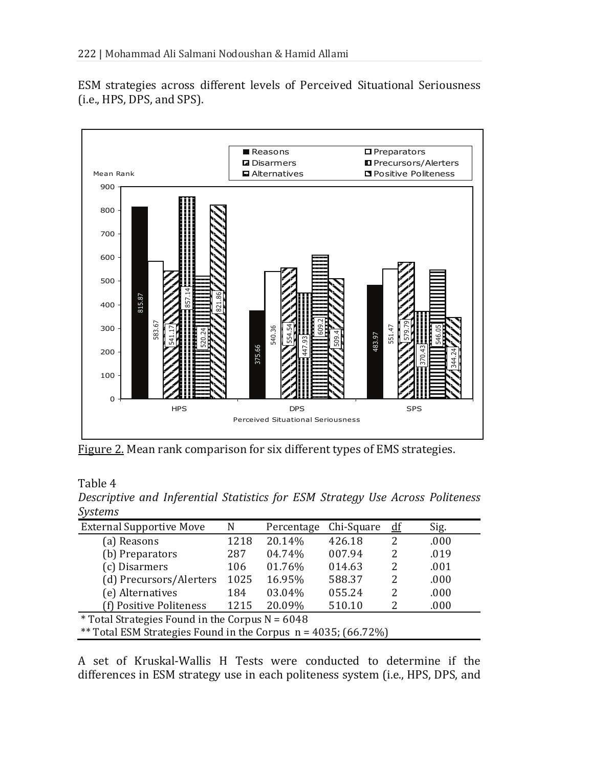ESM strategies across different levels of Perceived Situational Seriousness (i.e., HPS, DPS, and SPS).

Figure 2. Mean rank comparison for six different types of EMS strategies.

Table 4

*Descriptive and Inferential Statistics for ESM Strategy Use Across Politeness Systems*

| External Supportive Move | N | Percentage | Chi-Square | df | Sig. |
|---|---|---|---|---|---|
| (a) Reasons | 1218 | 20.14% | 426.18 | 2 | .000 |
| (b) Preparators | 287 | 04.74% | 007.94 | 2 | .019 |
| (c) Disarmers | 106 | 01.76% | 014.63 | 2 | .001 |
| (d) Precursors/Alerters | 1025 | 16.95% | 588.37 | 2 | .000 |
| (e) Alternatives | 184 | 03.04% | 055.24 | 2 | .000 |
| (f) Positive Politeness | 1215 | 20.09% | 510.10 | 2 | .000 |

\* Total Strategies Found in the Corpus N = 6048

\*\* Total ESM Strategies Found in the Corpus n = 4035; (66.72%)

A set of Kruskal-Wallis H Tests were conducted to determine if the differences in ESM strategy use in each politeness system (i.e., HPS, DPS, and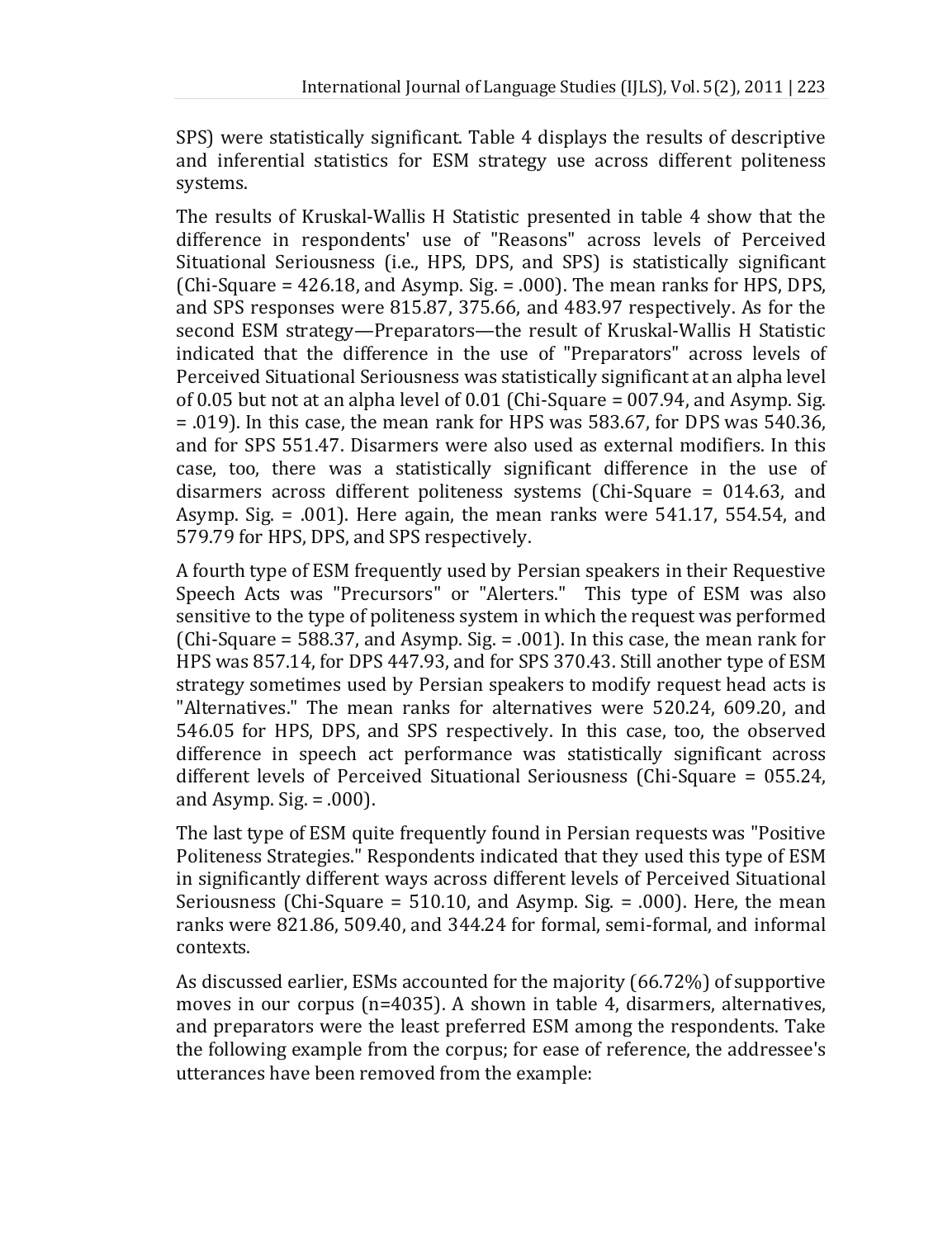SPS) were statistically significant. Table 4 displays the results of descriptive and inferential statistics for ESM strategy use across different politeness systems.

The results of Kruskal-Wallis H Statistic presented in table 4 show that the difference in respondents' use of "Reasons" across levels of Perceived Situational Seriousness (i.e., HPS, DPS, and SPS) is statistically significant (Chi-Square = 426.18, and Asymp. Sig. = .000). The mean ranks for HPS, DPS, and SPS responses were 815.87, 375.66, and 483.97 respectively. As for the second ESM strategy—Preparators—the result of Kruskal-Wallis H Statistic indicated that the difference in the use of "Preparators" across levels of Perceived Situational Seriousness was statistically significant at an alpha level of 0.05 but not at an alpha level of 0.01 (Chi-Square = 007.94, and Asymp. Sig. = .019). In this case, the mean rank for HPS was 583.67, for DPS was 540.36, and for SPS 551.47. Disarmers were also used as external modifiers. In this case, too, there was a statistically significant difference in the use of disarmers across different politeness systems (Chi-Square = 014.63, and Asymp. Sig. = .001). Here again, the mean ranks were 541.17, 554.54, and 579.79 for HPS, DPS, and SPS respectively.

A fourth type of ESM frequently used by Persian speakers in their Requestive Speech Acts was "Precursors" or "Alerters." This type of ESM was also sensitive to the type of politeness system in which the request was performed (Chi-Square = 588.37, and Asymp. Sig. = .001). In this case, the mean rank for HPS was 857.14, for DPS 447.93, and for SPS 370.43. Still another type of ESM strategy sometimes used by Persian speakers to modify request head acts is "Alternatives." The mean ranks for alternatives were 520.24, 609.20, and 546.05 for HPS, DPS, and SPS respectively. In this case, too, the observed difference in speech act performance was statistically significant across different levels of Perceived Situational Seriousness (Chi-Square = 055.24, and Asymp. Sig. = .000).

The last type of ESM quite frequently found in Persian requests was "Positive Politeness Strategies." Respondents indicated that they used this type of ESM in significantly different ways across different levels of Perceived Situational Seriousness (Chi-Square = 510.10, and Asymp. Sig. = .000). Here, the mean ranks were 821.86, 509.40, and 344.24 for formal, semi-formal, and informal contexts.

As discussed earlier, ESMs accounted for the majority (66.72%) of supportive moves in our corpus (n=4035). A shown in table 4, disarmers, alternatives, and preparators were the least preferred ESM among the respondents. Take the following example from the corpus; for ease of reference, the addressee's utterances have been removed from the example: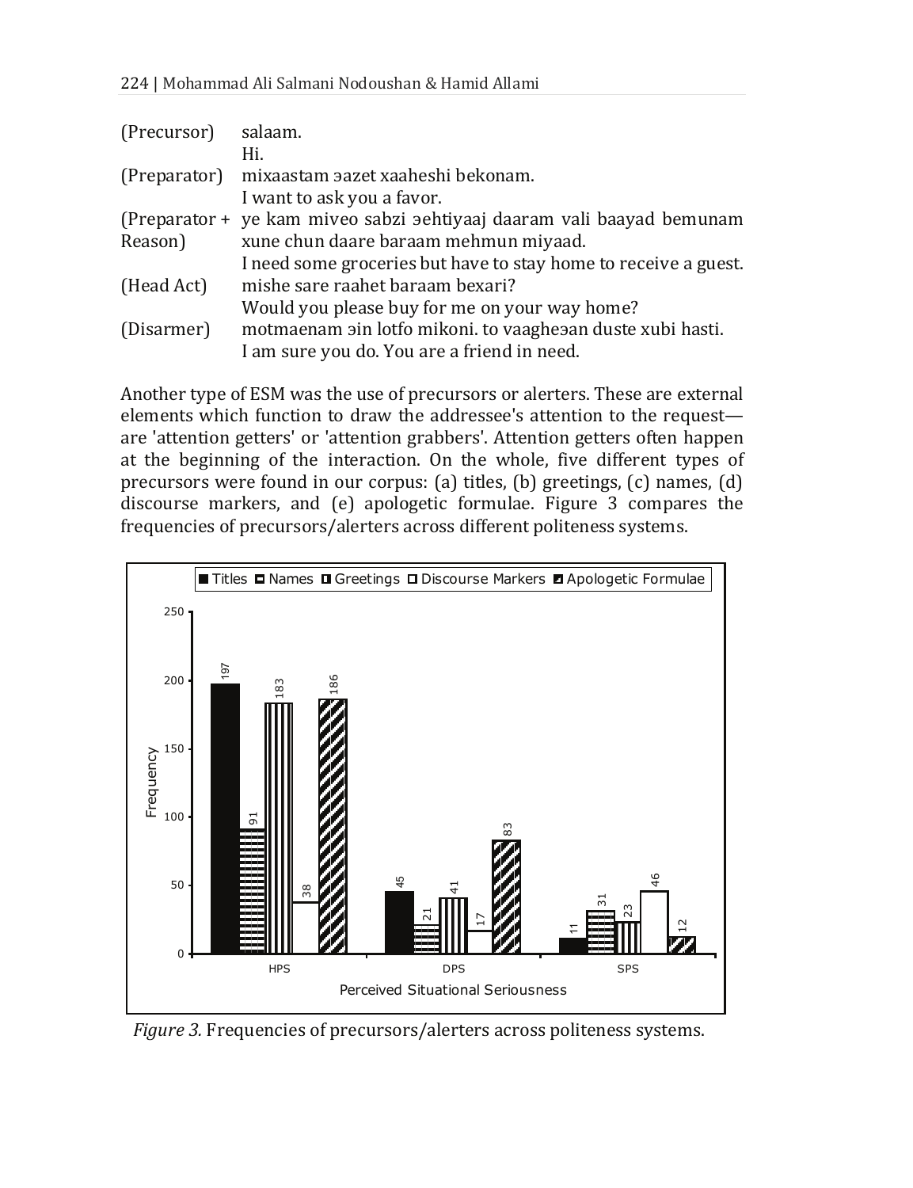| | |
|---|---|
| (Precursor) | salaam. |
| | Hi. |
| (Preparator) | mixaastam ɘazet xaaheshi bekonam. |
| | I want to ask you a favor. |
| (Preparator + Reason) | ye kam miveo sabzi ɘehtiyaaj daaram vali baayad bemunam xune chun daare baraam mehmun miyaad. |
| | I need some groceries but have to stay home to receive a guest. |
| (Head Act) | mishe sare raahet baraam bexari? |
| | Would you please buy for me on your way home? |
| (Disarmer) | motmaenam ɘin lotfo mikoni. to vaagheɘan duste xubi hasti. |
| | I am sure you do. You are a friend in need. |

Another type of ESM was the use of precursors or alerters. These are external elements which function to draw the addressee's attention to the request—are 'attention getters' or 'attention grabbers'. Attention getters often happen at the beginning of the interaction. On the whole, five different types of precursors were found in our corpus: (a) titles, (b) greetings, (c) names, (d) discourse markers, and (e) apologetic formulae. Figure 3 compares the frequencies of precursors/alerters across different politeness systems.

| Perceived Situational Seriousness | Titles | Names | Greetings | Discourse Markers | Apologetic Formulae |
|---|---|---|---|---|---|
| HPS | 197 | 91 | 183 | 38 | 186 |
| DPS | 45 | 21 | 41 | 17 | 83 |
| SPS | 11 | 31 | 23 | 46 | 12 |

*Figure 3.* Frequencies of precursors/alerters across politeness systems.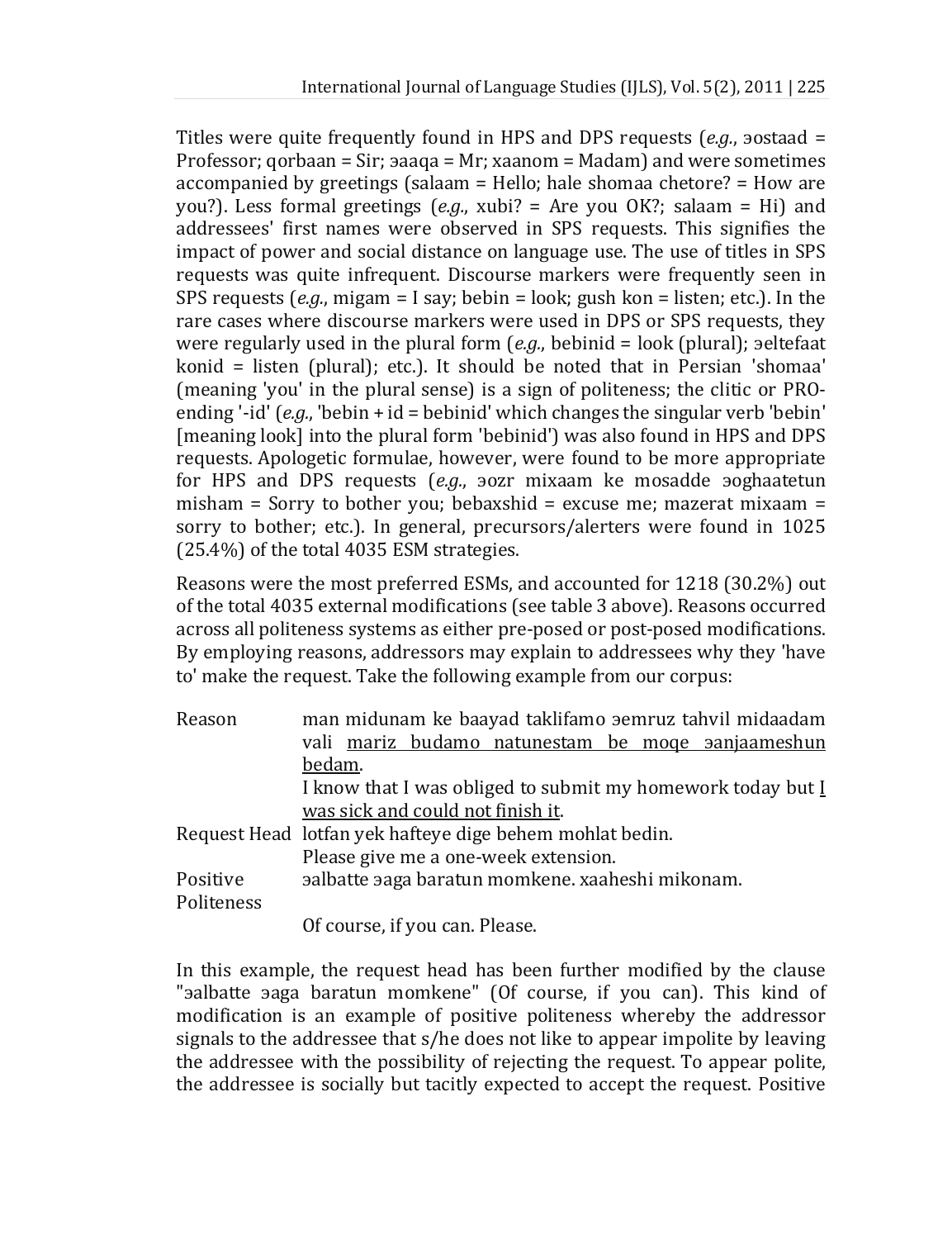Titles were quite frequently found in HPS and DPS requests (*e.g.*, ɘostaad = Professor; qorbaan = Sir; ɘaaqa = Mr; xaanom = Madam) and were sometimes accompanied by greetings (salaam = Hello; hale shomaa chetore? = How are you?). Less formal greetings (*e.g.*, xubi? = Are you OK?; salaam = Hi) and addressees' first names were observed in SPS requests. This signifies the impact of power and social distance on language use. The use of titles in SPS requests was quite infrequent. Discourse markers were frequently seen in SPS requests (*e.g.*, migam = I say; bebin = look; gush kon = listen; etc.). In the rare cases where discourse markers were used in DPS or SPS requests, they were regularly used in the plural form (*e.g.*, bebinid = look (plural); ɘeltefaat konid = listen (plural); etc.). It should be noted that in Persian 'shomaa' (meaning 'you' in the plural sense) is a sign of politeness; the clitic or PRO-ending '-id' (*e.g.*, 'bebin + id = bebinid' which changes the singular verb 'bebin' [meaning look] into the plural form 'bebinid') was also found in HPS and DPS requests. Apologetic formulae, however, were found to be more appropriate for HPS and DPS requests (*e.g.*, ɘozr mixaam ke mosadde ɘoghaatetun misham = Sorry to bother you; bebaxshid = excuse me; mazerat mixaam = sorry to bother; etc.). In general, precursors/alerters were found in 1025 (25.4%) of the total 4035 ESM strategies.

Reasons were the most preferred ESMs, and accounted for 1218 (30.2%) out of the total 4035 external modifications (see table 3 above). Reasons occurred across all politeness systems as either pre-posed or post-posed modifications. By employing reasons, addressors may explain to addressees why they 'have to' make the request. Take the following example from our corpus:

| | |
|---|---|
| Reason | man midunam ke baayad taklifamo ɘemruz tahvil midaadam vali <u>mariz budamo natunestam be moqe ɘanjaameshun bedam</u>.<br>I know that I was obliged to submit my homework today but <u>I was sick and could not finish it</u>. |
| Request Head | lotfan yek hafteye dige behem mohlat bedin.<br>Please give me a one-week extension. |
| Positive Politeness | ɘalbatte ɘaga baratun momkene. xaaheshi mikonam.<br>Of course, if you can. Please. |

In this example, the request head has been further modified by the clause "ɘalbatte ɘaga baratun momkene" (Of course, if you can). This kind of modification is an example of positive politeness whereby the addressor signals to the addressee that s/he does not like to appear impolite by leaving the addressee with the possibility of rejecting the request. To appear polite, the addressee is socially but tacitly expected to accept the request. Positive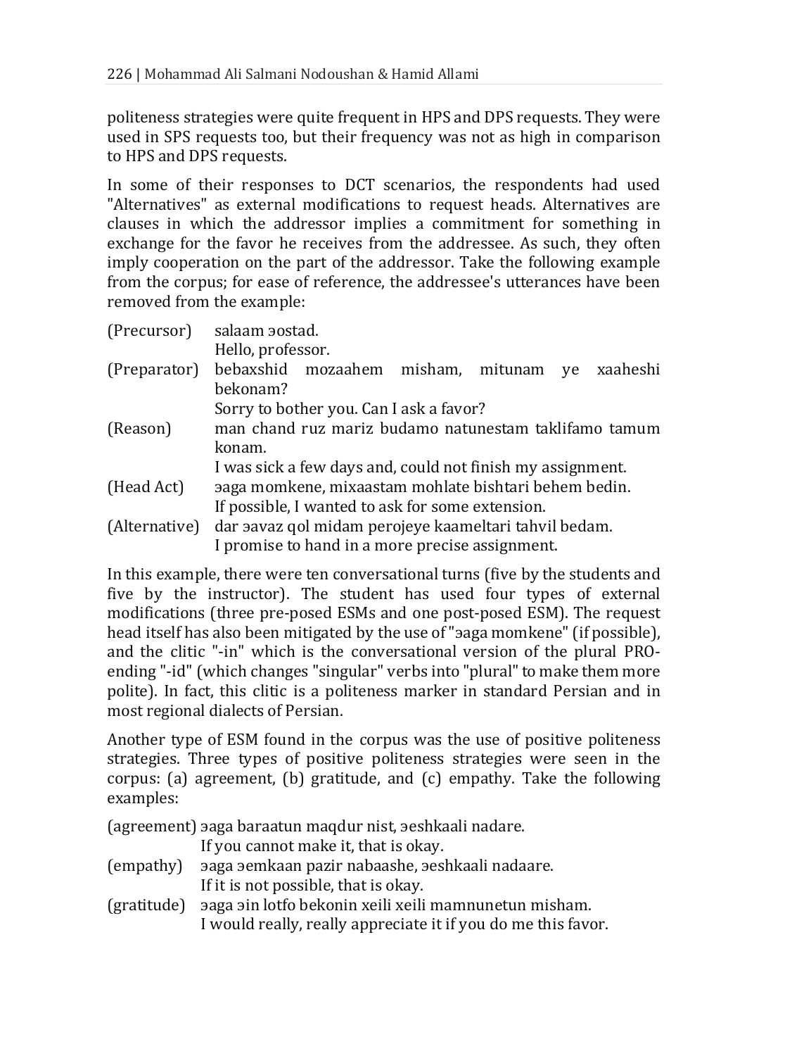politeness strategies were quite frequent in HPS and DPS requests. They were used in SPS requests too, but their frequency was not as high in comparison to HPS and DPS requests.

In some of their responses to DCT scenarios, the respondents had used "Alternatives" as external modifications to request heads. Alternatives are clauses in which the addressor implies a commitment for something in exchange for the favor he receives from the addressee. As such, they often imply cooperation on the part of the addressor. Take the following example from the corpus; for ease of reference, the addressee's utterances have been removed from the example:

| | |
|---|---|
| (Precursor) | salaam ɘostad.<br>Hello, professor. |
| (Preparator) | bebaxshid mozaahem misham, mitunam ye xaaheshi bekonam?<br>Sorry to bother you. Can I ask a favor? |
| (Reason) | man chand ruz mariz budamo natunestam taklifamo tamum konam.<br>I was sick a few days and, could not finish my assignment. |
| (Head Act) | ɘaga momkene, mixaastam mohlate bishtari behem bedin.<br>If possible, I wanted to ask for some extension. |
| (Alternative) | dar ɘavaz qol midam perojeye kaameltari tahvil bedam.<br>I promise to hand in a more precise assignment. |

In this example, there were ten conversational turns (five by the students and five by the instructor). The student has used four types of external modifications (three pre-posed ESMs and one post-posed ESM). The request head itself has also been mitigated by the use of "ɘaga momkene" (if possible), and the clitic "-in" which is the conversational version of the plural PRO-ending "-id" (which changes "singular" verbs into "plural" to make them more polite). In fact, this clitic is a politeness marker in standard Persian and in most regional dialects of Persian.

Another type of ESM found in the corpus was the use of positive politeness strategies. Three types of positive politeness strategies were seen in the corpus: (a) agreement, (b) gratitude, and (c) empathy. Take the following examples:

| | |
|---|---|
| (agreement) | ɘaga baraatun maqdur nist, ɘeshkaali nadare.<br>If you cannot make it, that is okay. |
| (empathy) | ɘaga ɘemkaan pazir nabaashe, ɘeshkaali nadaare.<br>If it is not possible, that is okay. |
| (gratitude) | ɘaga ɘin lotfo bekonin xeili xeili mamnunetun misham.<br>I would really, really appreciate it if you do me this favor. |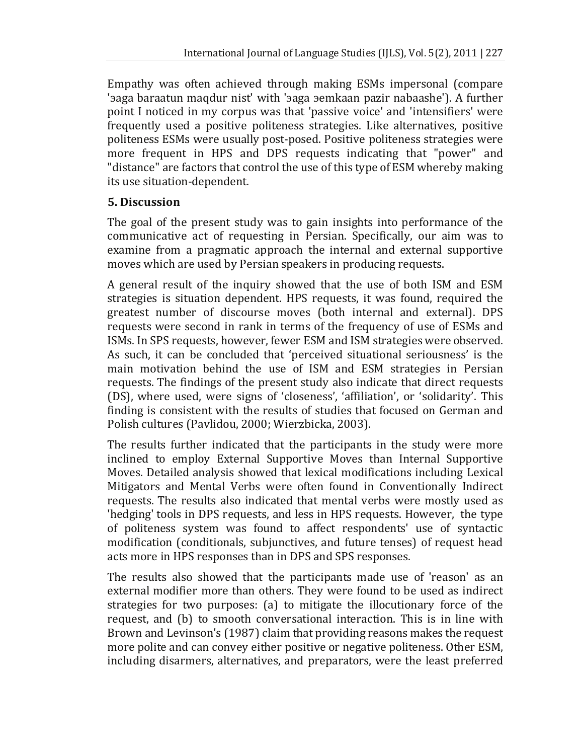Empathy was often achieved through making ESMs impersonal (compare 'ɘaga baraatun maqdur nist' with 'ɘaga ɘemkaan pazir nabaashe'). A further point I noticed in my corpus was that 'passive voice' and 'intensifiers' were frequently used a positive politeness strategies. Like alternatives, positive politeness ESMs were usually post-posed. Positive politeness strategies were more frequent in HPS and DPS requests indicating that "power" and "distance" are factors that control the use of this type of ESM whereby making its use situation-dependent.

## 5. Discussion

The goal of the present study was to gain insights into performance of the communicative act of requesting in Persian. Specifically, our aim was to examine from a pragmatic approach the internal and external supportive moves which are used by Persian speakers in producing requests.

A general result of the inquiry showed that the use of both ISM and ESM strategies is situation dependent. HPS requests, it was found, required the greatest number of discourse moves (both internal and external). DPS requests were second in rank in terms of the frequency of use of ESMs and ISMs. In SPS requests, however, fewer ESM and ISM strategies were observed. As such, it can be concluded that 'perceived situational seriousness' is the main motivation behind the use of ISM and ESM strategies in Persian requests. The findings of the present study also indicate that direct requests (DS), where used, were signs of 'closeness', 'affiliation', or 'solidarity'. This finding is consistent with the results of studies that focused on German and Polish cultures (Pavlidou, 2000; Wierzbicka, 2003).

The results further indicated that the participants in the study were more inclined to employ External Supportive Moves than Internal Supportive Moves. Detailed analysis showed that lexical modifications including Lexical Mitigators and Mental Verbs were often found in Conventionally Indirect requests. The results also indicated that mental verbs were mostly used as 'hedging' tools in DPS requests, and less in HPS requests. However, the type of politeness system was found to affect respondents' use of syntactic modification (conditionals, subjunctives, and future tenses) of request head acts more in HPS responses than in DPS and SPS responses.

The results also showed that the participants made use of 'reason' as an external modifier more than others. They were found to be used as indirect strategies for two purposes: (a) to mitigate the illocutionary force of the request, and (b) to smooth conversational interaction. This is in line with Brown and Levinson's (1987) claim that providing reasons makes the request more polite and can convey either positive or negative politeness. Other ESM, including disarmers, alternatives, and preparators, were the least preferred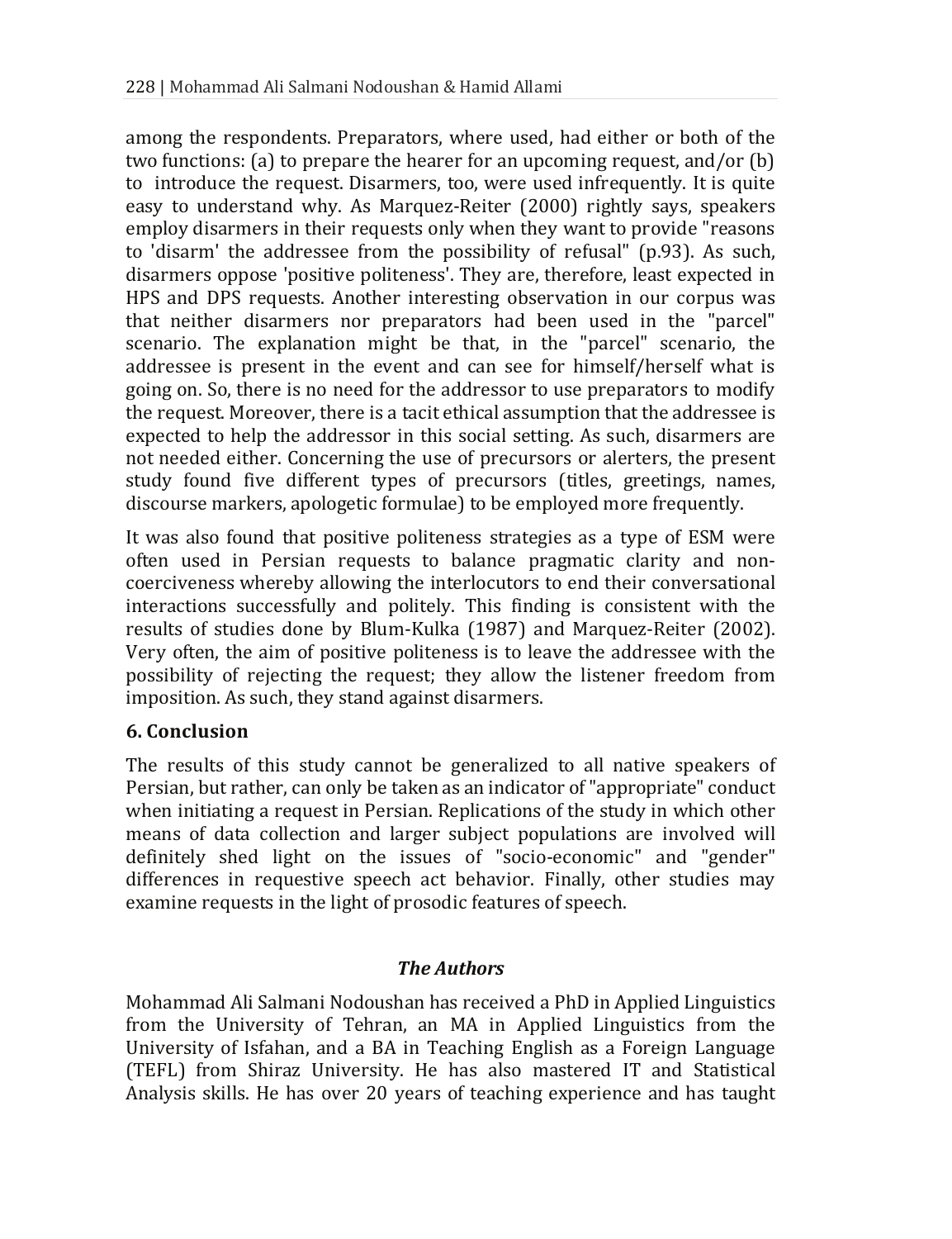among the respondents. Preparators, where used, had either or both of the two functions: (a) to prepare the hearer for an upcoming request, and/or (b) to introduce the request. Disarmers, too, were used infrequently. It is quite easy to understand why. As Marquez-Reiter (2000) rightly says, speakers employ disarmers in their requests only when they want to provide "reasons to 'disarm' the addressee from the possibility of refusal" (p.93). As such, disarmers oppose 'positive politeness'. They are, therefore, least expected in HPS and DPS requests. Another interesting observation in our corpus was that neither disarmers nor preparators had been used in the "parcel" scenario. The explanation might be that, in the "parcel" scenario, the addressee is present in the event and can see for himself/herself what is going on. So, there is no need for the addressor to use preparators to modify the request. Moreover, there is a tacit ethical assumption that the addressee is expected to help the addressor in this social setting. As such, disarmers are not needed either. Concerning the use of precursors or alerters, the present study found five different types of precursors (titles, greetings, names, discourse markers, apologetic formulae) to be employed more frequently.

It was also found that positive politeness strategies as a type of ESM were often used in Persian requests to balance pragmatic clarity and non-coerciveness whereby allowing the interlocutors to end their conversational interactions successfully and politely. This finding is consistent with the results of studies done by Blum-Kulka (1987) and Marquez-Reiter (2002). Very often, the aim of positive politeness is to leave the addressee with the possibility of rejecting the request; they allow the listener freedom from imposition. As such, they stand against disarmers.

## 6. Conclusion

The results of this study cannot be generalized to all native speakers of Persian, but rather, can only be taken as an indicator of "appropriate" conduct when initiating a request in Persian. Replications of the study in which other means of data collection and larger subject populations are involved will definitely shed light on the issues of "socio-economic" and "gender" differences in requestive speech act behavior. Finally, other studies may examine requests in the light of prosodic features of speech.

### *The Authors*

Mohammad Ali Salmani Nodoushan has received a PhD in Applied Linguistics from the University of Tehran, an MA in Applied Linguistics from the University of Isfahan, and a BA in Teaching English as a Foreign Language (TEFL) from Shiraz University. He has also mastered IT and Statistical Analysis skills. He has over 20 years of teaching experience and has taught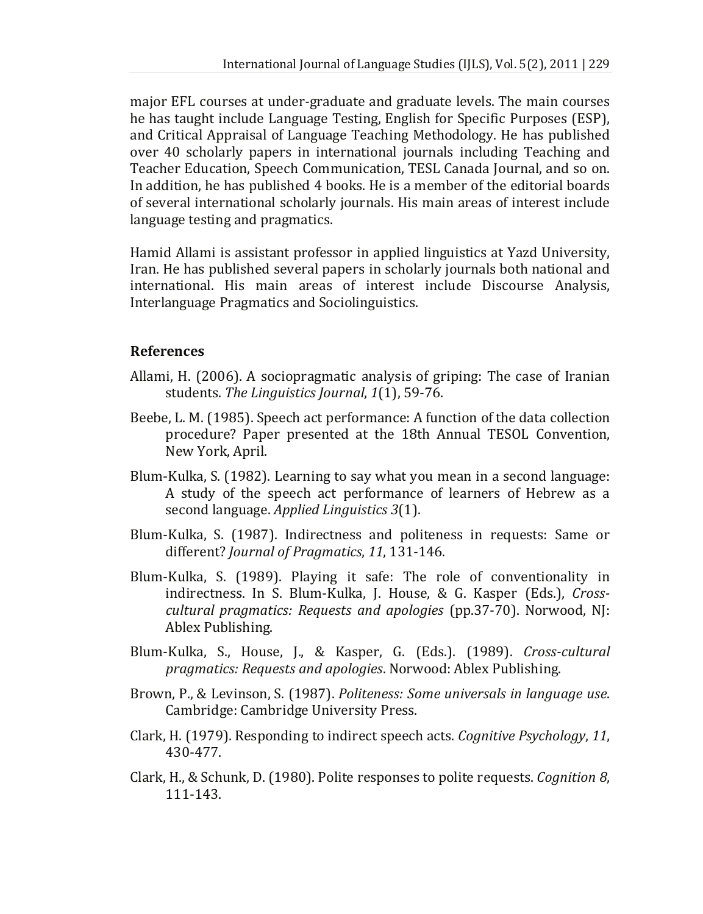major EFL courses at under-graduate and graduate levels. The main courses he has taught include Language Testing, English for Specific Purposes (ESP), and Critical Appraisal of Language Teaching Methodology. He has published over 40 scholarly papers in international journals including Teaching and Teacher Education, Speech Communication, TESL Canada Journal, and so on. In addition, he has published 4 books. He is a member of the editorial boards of several international scholarly journals. His main areas of interest include language testing and pragmatics.

Hamid Allami is assistant professor in applied linguistics at Yazd University, Iran. He has published several papers in scholarly journals both national and international. His main areas of interest include Discourse Analysis, Interlanguage Pragmatics and Sociolinguistics.

## References

Allami, H. (2006). A sociopragmatic analysis of griping: The case of Iranian students. *The Linguistics Journal*, *1*(1), 59-76.

Beebe, L. M. (1985). Speech act performance: A function of the data collection procedure? Paper presented at the 18th Annual TESOL Convention, New York, April.

Blum-Kulka, S. (1982). Learning to say what you mean in a second language: A study of the speech act performance of learners of Hebrew as a second language. *Applied Linguistics 3*(1).

Blum-Kulka, S. (1987). Indirectness and politeness in requests: Same or different? *Journal of Pragmatics*, *11*, 131-146.

Blum-Kulka, S. (1989). Playing it safe: The role of conventionality in indirectness. In S. Blum-Kulka, J. House, & G. Kasper (Eds.), *Cross-cultural pragmatics: Requests and apologies* (pp.37-70). Norwood, NJ: Ablex Publishing.

Blum-Kulka, S., House, J., & Kasper, G. (Eds.). (1989). *Cross-cultural pragmatics: Requests and apologies*. Norwood: Ablex Publishing.

Brown, P., & Levinson, S. (1987). *Politeness: Some universals in language use*. Cambridge: Cambridge University Press.

Clark, H. (1979). Responding to indirect speech acts. *Cognitive Psychology*, *11*, 430-477.

Clark, H., & Schunk, D. (1980). Polite responses to polite requests. *Cognition 8*, 111-143.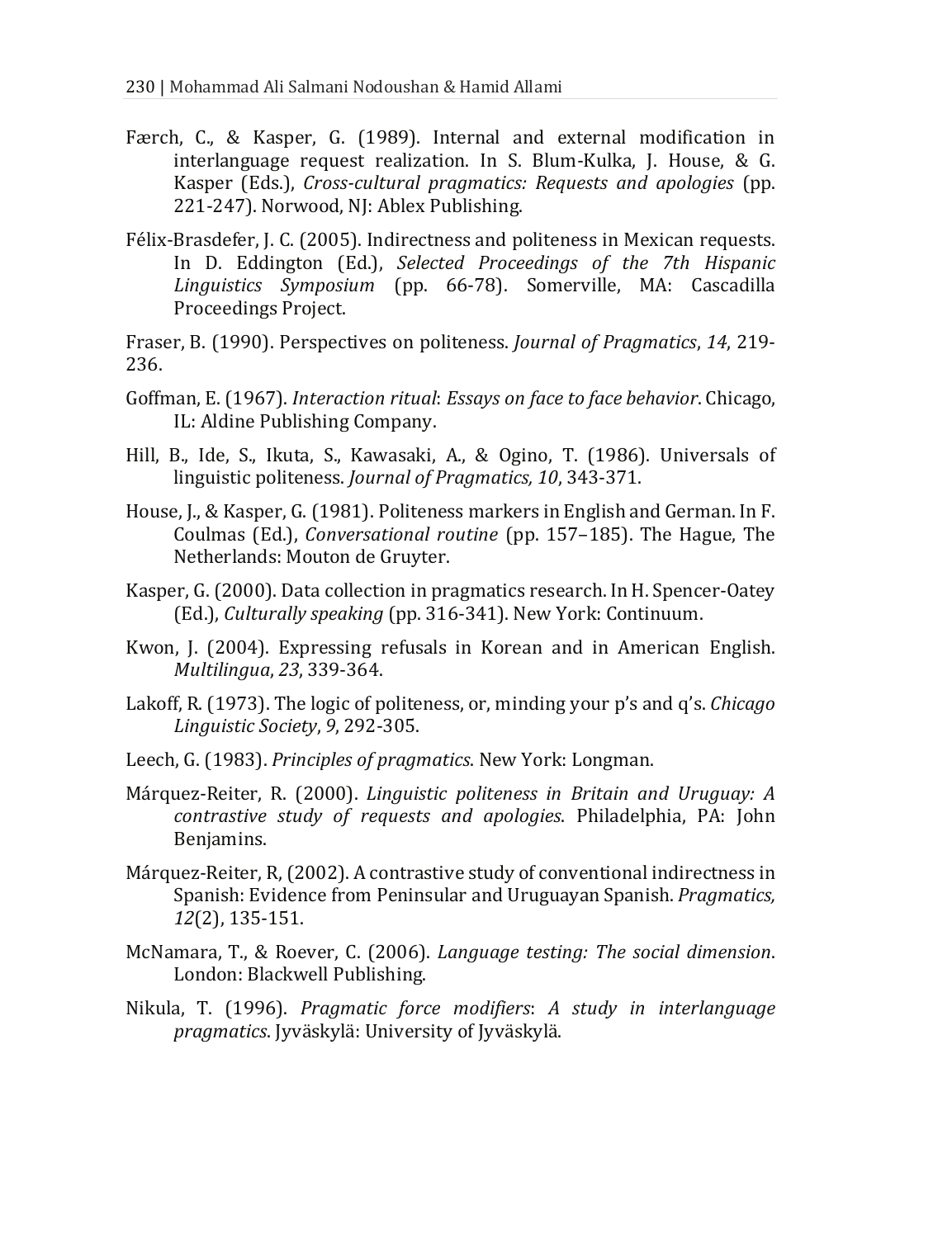Færch, C., & Kasper, G. (1989). Internal and external modification in interlanguage request realization. In S. Blum-Kulka, J. House, & G. Kasper (Eds.), *Cross-cultural pragmatics: Requests and apologies* (pp. 221-247). Norwood, NJ: Ablex Publishing.

Félix-Brasdefer, J. C. (2005). Indirectness and politeness in Mexican requests. In D. Eddington (Ed.), *Selected Proceedings of the 7th Hispanic Linguistics Symposium* (pp. 66-78). Somerville, MA: Cascadilla Proceedings Project.

Fraser, B. (1990). Perspectives on politeness. *Journal of Pragmatics*, *14*, 219-236.

Goffman, E. (1967). *Interaction ritual*: *Essays on face to face behavior*. Chicago, IL: Aldine Publishing Company.

Hill, B., Ide, S., Ikuta, S., Kawasaki, A., & Ogino, T. (1986). Universals of linguistic politeness. *Journal of Pragmatics, 10*, 343-371.

House, J., & Kasper, G. (1981). Politeness markers in English and German. In F. Coulmas (Ed.), *Conversational routine* (pp. 157–185). The Hague, The Netherlands: Mouton de Gruyter.

Kasper, G. (2000). Data collection in pragmatics research. In H. Spencer-Oatey (Ed.), *Culturally speaking* (pp. 316-341). New York: Continuum.

Kwon, J. (2004). Expressing refusals in Korean and in American English. *Multilingua*, *23*, 339-364.

Lakoff, R. (1973). The logic of politeness, or, minding your p's and q's. *Chicago Linguistic Society*, *9*, 292-305.

Leech, G. (1983). *Principles of pragmatics*. New York: Longman.

Márquez-Reiter, R. (2000). *Linguistic politeness in Britain and Uruguay: A contrastive study of requests and apologies*. Philadelphia, PA: John Benjamins.

Márquez-Reiter, R, (2002). A contrastive study of conventional indirectness in Spanish: Evidence from Peninsular and Uruguayan Spanish. *Pragmatics, 12*(2), 135-151.

McNamara, T., & Roever, C. (2006). *Language testing: The social dimension*. London: Blackwell Publishing.

Nikula, T. (1996). *Pragmatic force modifiers*: *A study in interlanguage pragmatics*. Jyväskylä: University of Jyväskylä.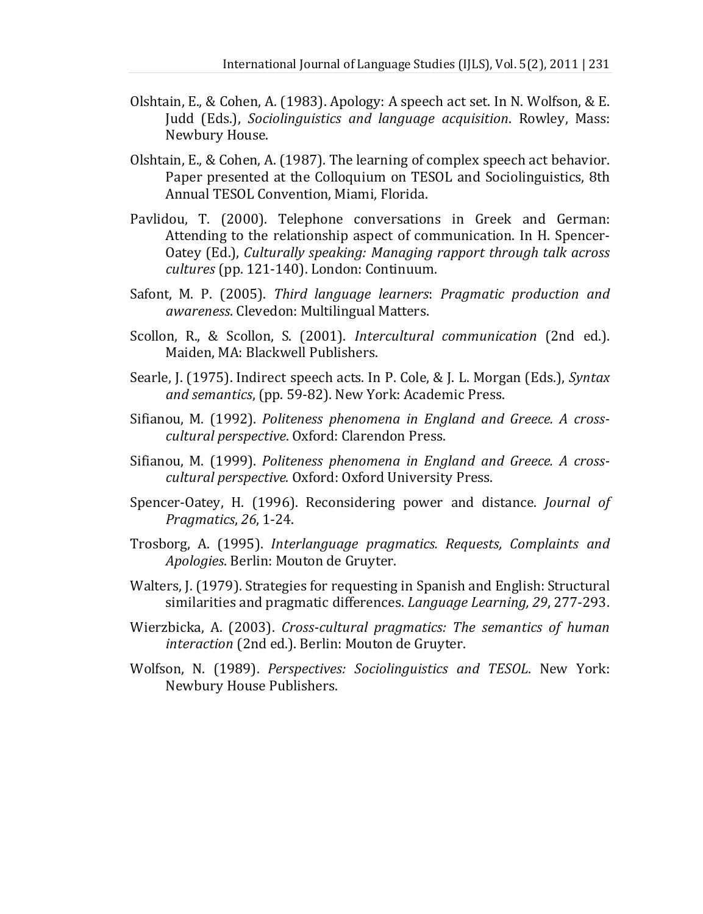Olshtain, E., & Cohen, A. (1983). Apology: A speech act set. In N. Wolfson, & E. Judd (Eds.), *Sociolinguistics and language acquisition*. Rowley, Mass: Newbury House.

Olshtain, E., & Cohen, A. (1987). The learning of complex speech act behavior. Paper presented at the Colloquium on TESOL and Sociolinguistics, 8th Annual TESOL Convention, Miami, Florida.

Pavlidou, T. (2000). Telephone conversations in Greek and German: Attending to the relationship aspect of communication. In H. Spencer-Oatey (Ed.), *Culturally speaking: Managing rapport through talk across cultures* (pp. 121-140). London: Continuum.

Safont, M. P. (2005). *Third language learners*: *Pragmatic production and awareness*. Clevedon: Multilingual Matters.

Scollon, R., & Scollon, S. (2001). *Intercultural communication* (2nd ed.). Maiden, MA: Blackwell Publishers.

Searle, J. (1975). Indirect speech acts. In P. Cole, & J. L. Morgan (Eds.), *Syntax and semantics*, (pp. 59-82). New York: Academic Press.

Sifianou, M. (1992). *Politeness phenomena in England and Greece. A cross-cultural perspective*. Oxford: Clarendon Press.

Sifianou, M. (1999). *Politeness phenomena in England and Greece. A cross-cultural perspective.* Oxford: Oxford University Press.

Spencer-Oatey, H. (1996). Reconsidering power and distance. *Journal of Pragmatics*, *26*, 1-24.

Trosborg, A. (1995). *Interlanguage pragmatics. Requests, Complaints and Apologies*. Berlin: Mouton de Gruyter.

Walters, J. (1979). Strategies for requesting in Spanish and English: Structural similarities and pragmatic differences. *Language Learning, 29*, 277-293.

Wierzbicka, A. (2003). *Cross-cultural pragmatics: The semantics of human interaction* (2nd ed.). Berlin: Mouton de Gruyter.

Wolfson, N. (1989). *Perspectives: Sociolinguistics and TESOL*. New York: Newbury House Publishers.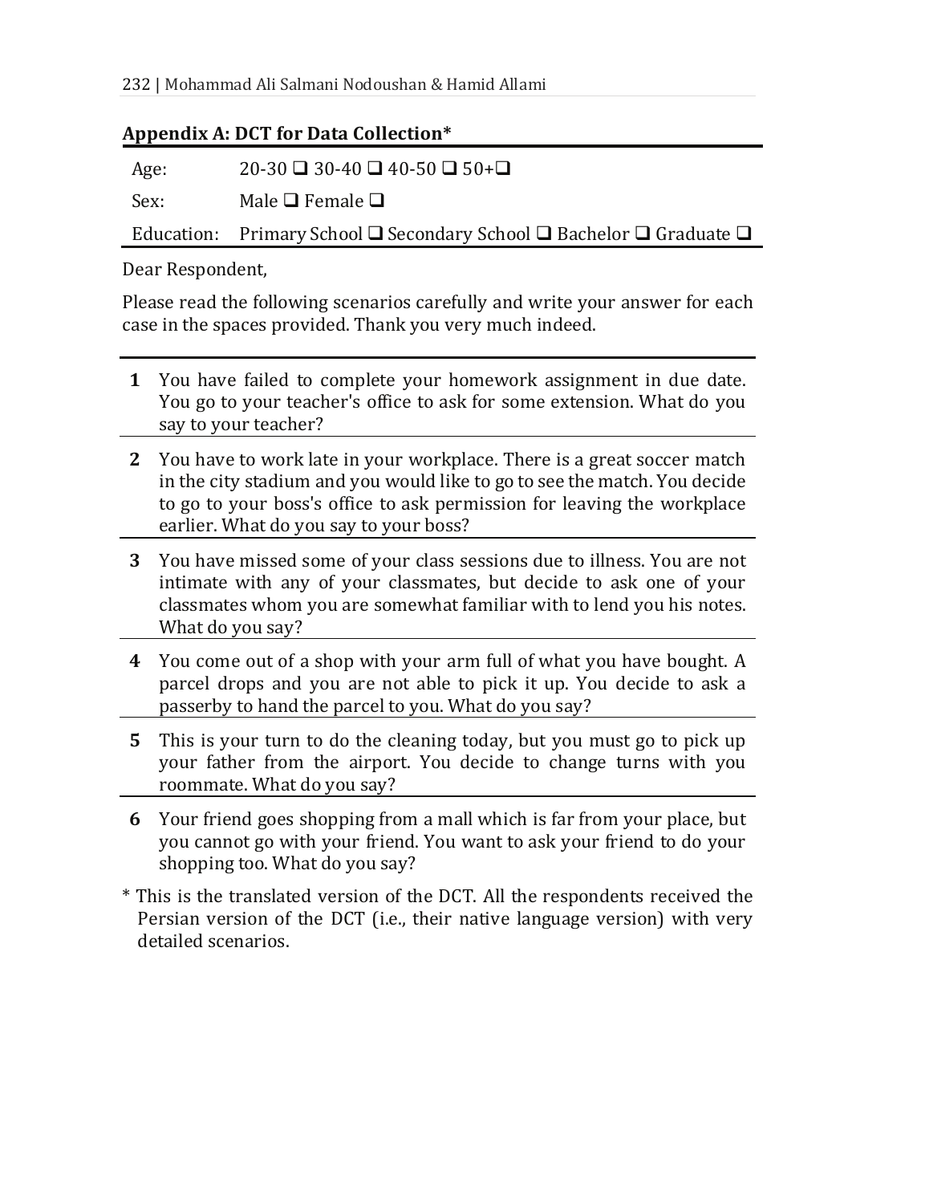## Appendix A: DCT for Data Collection*

| | |
|---|---|
| Age: | 20-30 ❑ 30-40 ❑ 40-50 ❑ 50+❑ |
| Sex: | Male ❑ Female ❑ |
| Education: | Primary School ❑ Secondary School ❑ Bachelor ❑ Graduate ❑ |

Dear Respondent,

Please read the following scenarios carefully and write your answer for each case in the spaces provided. Thank you very much indeed.

| | |
|---|---|
| **1** | You have failed to complete your homework assignment in due date. You go to your teacher's office to ask for some extension. What do you say to your teacher? |
| **2** | You have to work late in your workplace. There is a great soccer match in the city stadium and you would like to go to see the match. You decide to go to your boss's office to ask permission for leaving the workplace earlier. What do you say to your boss? |
| **3** | You have missed some of your class sessions due to illness. You are not intimate with any of your classmates, but decide to ask one of your classmates whom you are somewhat familiar with to lend you his notes. What do you say? |
| **4** | You come out of a shop with your arm full of what you have bought. A parcel drops and you are not able to pick it up. You decide to ask a passerby to hand the parcel to you. What do you say? |
| **5** | This is your turn to do the cleaning today, but you must go to pick up your father from the airport. You decide to change turns with you roommate. What do you say? |
| **6** | Your friend goes shopping from a mall which is far from your place, but you cannot go with your friend. You want to ask your friend to do your shopping too. What do you say? |

\* This is the translated version of the DCT. All the respondents received the Persian version of the DCT (i.e., their native language version) with very detailed scenarios.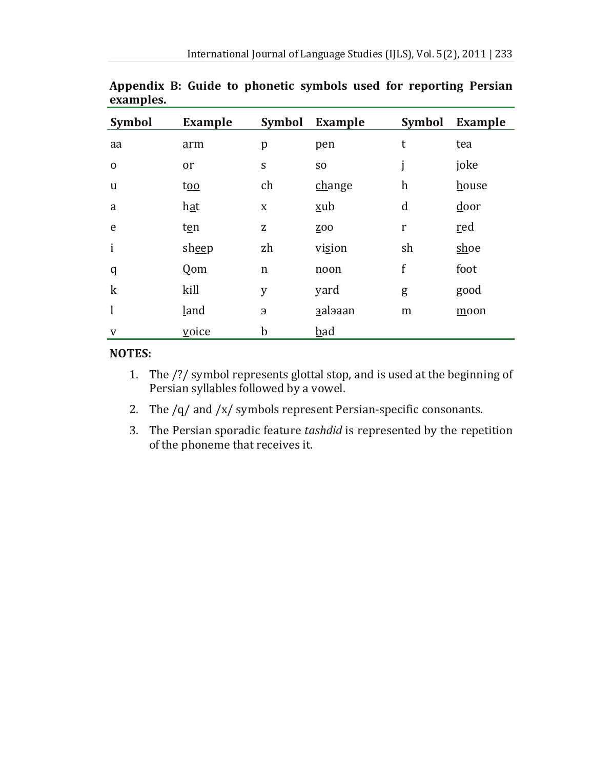**Appendix B: Guide to phonetic symbols used for reporting Persian examples.**

| Symbol | Example | Symbol | Example | Symbol | Example |
|---|---|---|---|---|---|
| aa | arm | p | pen | t | tea |
| o | or | s | so | j | joke |
| u | too | ch | change | h | house |
| a | hat | x | xub | d | door |
| e | ten | z | zoo | r | red |
| i | sheep | zh | vision | sh | shoe |
| q | Qom | n | noon | f | foot |
| k | kill | y | yard | g | good |
| l | land | ɘ | ɘalɘaan | m | moon |
| v | voice | b | bad | | |

**NOTES:**

1. The /?/ symbol represents glottal stop, and is used at the beginning of Persian syllables followed by a vowel.
2. The /q/ and /x/ symbols represent Persian-specific consonants.
3. The Persian sporadic feature *tashdid* is represented by the repetition of the phoneme that receives it.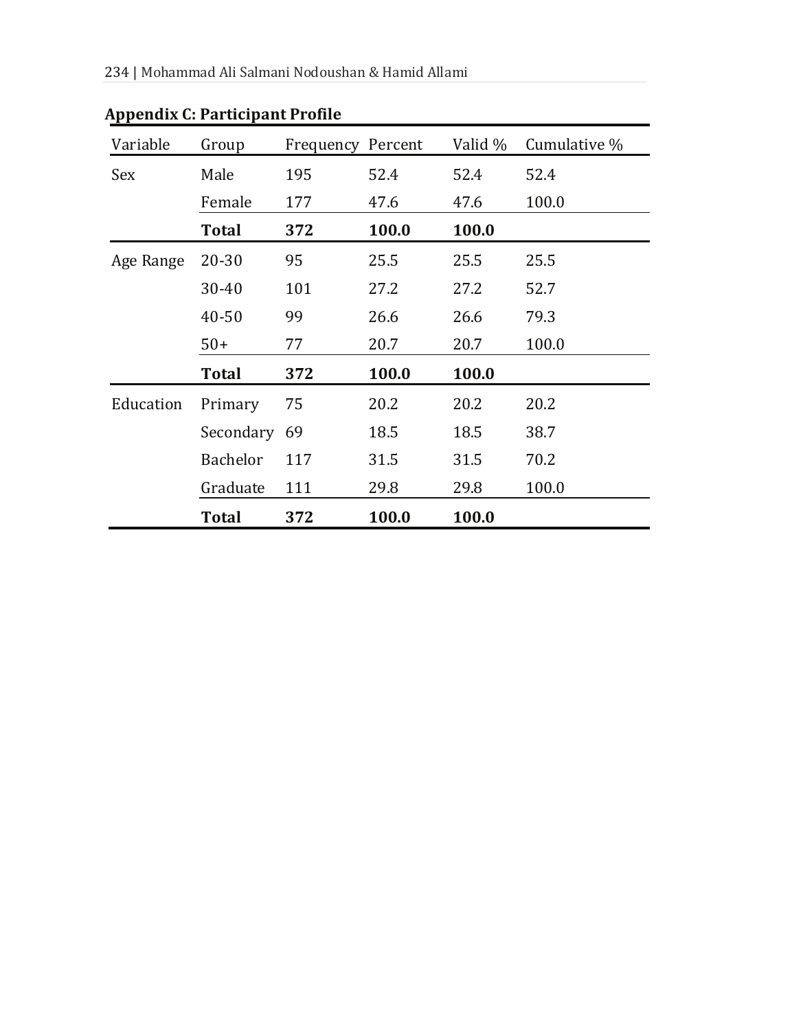## Appendix C: Participant Profile

| Variable | Group | Frequency | Percent | Valid % | Cumulative % |
|---|---|---|---|---|---|
| Sex | Male | 195 | 52.4 | 52.4 | 52.4 |
| | Female | 177 | 47.6 | 47.6 | 100.0 |
| | **Total** | **372** | **100.0** | **100.0** | |
| Age Range | 20-30 | 95 | 25.5 | 25.5 | 25.5 |
| | 30-40 | 101 | 27.2 | 27.2 | 52.7 |
| | 40-50 | 99 | 26.6 | 26.6 | 79.3 |
| | 50+ | 77 | 20.7 | 20.7 | 100.0 |
| | **Total** | **372** | **100.0** | **100.0** | |
| Education | Primary | 75 | 20.2 | 20.2 | 20.2 |
| | Secondary | 69 | 18.5 | 18.5 | 38.7 |
| | Bachelor | 117 | 31.5 | 31.5 | 70.2 |
| | Graduate | 111 | 29.8 | 29.8 | 100.0 |
| | **Total** | **372** | **100.0** | **100.0** | |